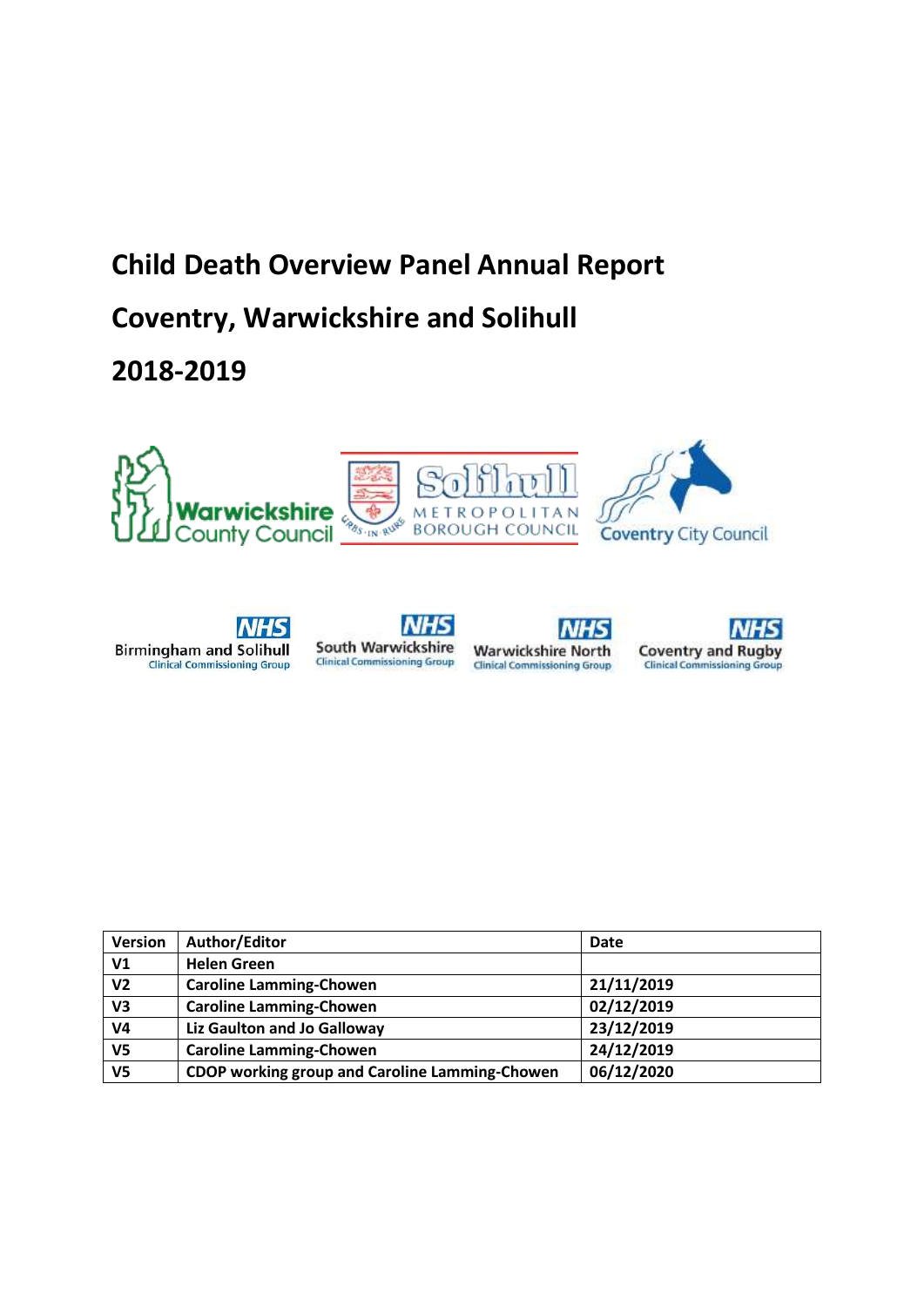# Child Death Overview Panel Annual Report

# Coventry, Warwickshire and Solihull

# 2018-2019

Warwickshire County Council

Solihull Metropolitan Borough Council

Coventry City Council

NHS Birmingham and Solihull Clinical Commissioning Group

NHS South Warwickshire Clinical Commissioning Group

NHS Warwickshire North Clinical Commissioning Group

NHS Coventry and Rugby Clinical Commissioning Group

| Version | Author/Editor | Date |
|---|---|---|
| V1 | Helen Green | |
| V2 | Caroline Lamming-Chowen | 21/11/2019 |
| V3 | Caroline Lamming-Chowen | 02/12/2019 |
| V4 | Liz Gaulton and Jo Galloway | 23/12/2019 |
| V5 | Caroline Lamming-Chowen | 24/12/2019 |
| V5 | CDOP working group and Caroline Lamming-Chowen | 06/12/2020 |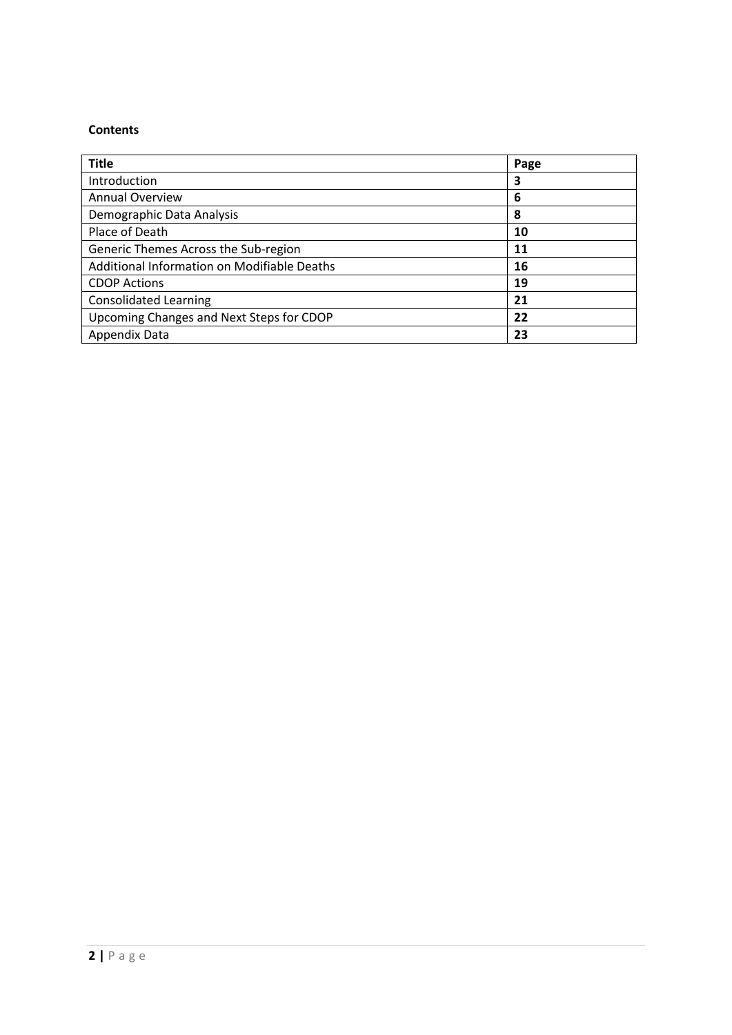**Contents**

| Title | Page |
|---|---|
| Introduction | **3** |
| Annual Overview | **6** |
| Demographic Data Analysis | **8** |
| Place of Death | **10** |
| Generic Themes Across the Sub-region | **11** |
| Additional Information on Modifiable Deaths | **16** |
| CDOP Actions | **19** |
| Consolidated Learning | **21** |
| Upcoming Changes and Next Steps for CDOP | **22** |
| Appendix Data | **23** |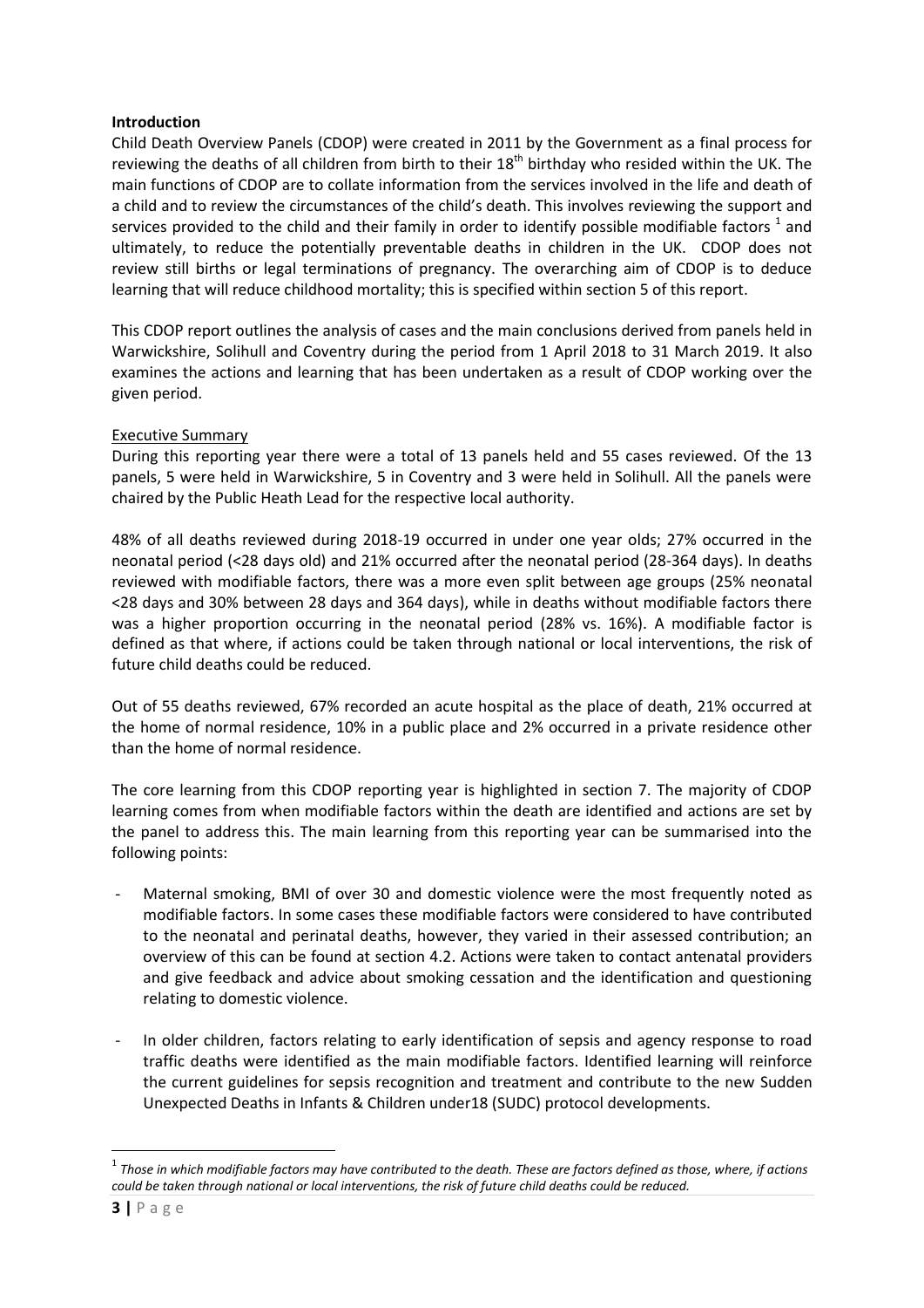**Introduction**

Child Death Overview Panels (CDOP) were created in 2011 by the Government as a final process for reviewing the deaths of all children from birth to their 18th birthday who resided within the UK. The main functions of CDOP are to collate information from the services involved in the life and death of a child and to review the circumstances of the child's death. This involves reviewing the support and services provided to the child and their family in order to identify possible modifiable factors [1] and ultimately, to reduce the potentially preventable deaths in children in the UK. CDOP does not review still births or legal terminations of pregnancy. The overarching aim of CDOP is to deduce learning that will reduce childhood mortality; this is specified within section 5 of this report.

This CDOP report outlines the analysis of cases and the main conclusions derived from panels held in Warwickshire, Solihull and Coventry during the period from 1 April 2018 to 31 March 2019. It also examines the actions and learning that has been undertaken as a result of CDOP working over the given period.

Executive Summary

During this reporting year there were a total of 13 panels held and 55 cases reviewed. Of the 13 panels, 5 were held in Warwickshire, 5 in Coventry and 3 were held in Solihull. All the panels were chaired by the Public Heath Lead for the respective local authority.

48% of all deaths reviewed during 2018-19 occurred in under one year olds; 27% occurred in the neonatal period (<28 days old) and 21% occurred after the neonatal period (28-364 days). In deaths reviewed with modifiable factors, there was a more even split between age groups (25% neonatal <28 days and 30% between 28 days and 364 days), while in deaths without modifiable factors there was a higher proportion occurring in the neonatal period (28% vs. 16%). A modifiable factor is defined as that where, if actions could be taken through national or local interventions, the risk of future child deaths could be reduced.

Out of 55 deaths reviewed, 67% recorded an acute hospital as the place of death, 21% occurred at the home of normal residence, 10% in a public place and 2% occurred in a private residence other than the home of normal residence.

The core learning from this CDOP reporting year is highlighted in section 7. The majority of CDOP learning comes from when modifiable factors within the death are identified and actions are set by the panel to address this. The main learning from this reporting year can be summarised into the following points:

- Maternal smoking, BMI of over 30 and domestic violence were the most frequently noted as modifiable factors. In some cases these modifiable factors were considered to have contributed to the neonatal and perinatal deaths, however, they varied in their assessed contribution; an overview of this can be found at section 4.2. Actions were taken to contact antenatal providers and give feedback and advice about smoking cessation and the identification and questioning relating to domestic violence.
- In older children, factors relating to early identification of sepsis and agency response to road traffic deaths were identified as the main modifiable factors. Identified learning will reinforce the current guidelines for sepsis recognition and treatment and contribute to the new Sudden Unexpected Deaths in Infants & Children under18 (SUDC) protocol developments.

[1] *Those in which modifiable factors may have contributed to the death. These are factors defined as those, where, if actions could be taken through national or local interventions, the risk of future child deaths could be reduced.*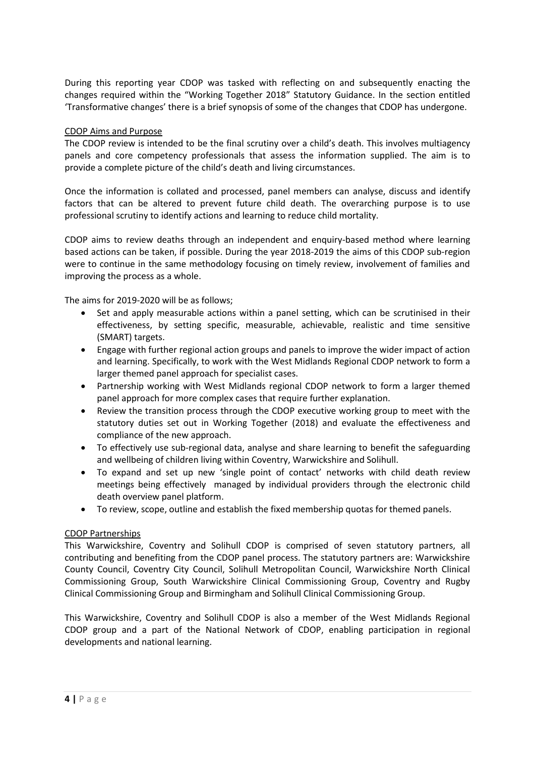During this reporting year CDOP was tasked with reflecting on and subsequently enacting the changes required within the "Working Together 2018" Statutory Guidance. In the section entitled 'Transformative changes' there is a brief synopsis of some of the changes that CDOP has undergone.

## CDOP Aims and Purpose

The CDOP review is intended to be the final scrutiny over a child's death. This involves multiagency panels and core competency professionals that assess the information supplied. The aim is to provide a complete picture of the child's death and living circumstances.

Once the information is collated and processed, panel members can analyse, discuss and identify factors that can be altered to prevent future child death. The overarching purpose is to use professional scrutiny to identify actions and learning to reduce child mortality.

CDOP aims to review deaths through an independent and enquiry-based method where learning based actions can be taken, if possible. During the year 2018-2019 the aims of this CDOP sub-region were to continue in the same methodology focusing on timely review, involvement of families and improving the process as a whole.

The aims for 2019-2020 will be as follows;

- Set and apply measurable actions within a panel setting, which can be scrutinised in their effectiveness, by setting specific, measurable, achievable, realistic and time sensitive (SMART) targets.
- Engage with further regional action groups and panels to improve the wider impact of action and learning. Specifically, to work with the West Midlands Regional CDOP network to form a larger themed panel approach for specialist cases.
- Partnership working with West Midlands regional CDOP network to form a larger themed panel approach for more complex cases that require further explanation.
- Review the transition process through the CDOP executive working group to meet with the statutory duties set out in Working Together (2018) and evaluate the effectiveness and compliance of the new approach.
- To effectively use sub-regional data, analyse and share learning to benefit the safeguarding and wellbeing of children living within Coventry, Warwickshire and Solihull.
- To expand and set up new 'single point of contact' networks with child death review meetings being effectively managed by individual providers through the electronic child death overview panel platform.
- To review, scope, outline and establish the fixed membership quotas for themed panels.

## CDOP Partnerships

This Warwickshire, Coventry and Solihull CDOP is comprised of seven statutory partners, all contributing and benefiting from the CDOP panel process. The statutory partners are: Warwickshire County Council, Coventry City Council, Solihull Metropolitan Council, Warwickshire North Clinical Commissioning Group, South Warwickshire Clinical Commissioning Group, Coventry and Rugby Clinical Commissioning Group and Birmingham and Solihull Clinical Commissioning Group.

This Warwickshire, Coventry and Solihull CDOP is also a member of the West Midlands Regional CDOP group and a part of the National Network of CDOP, enabling participation in regional developments and national learning.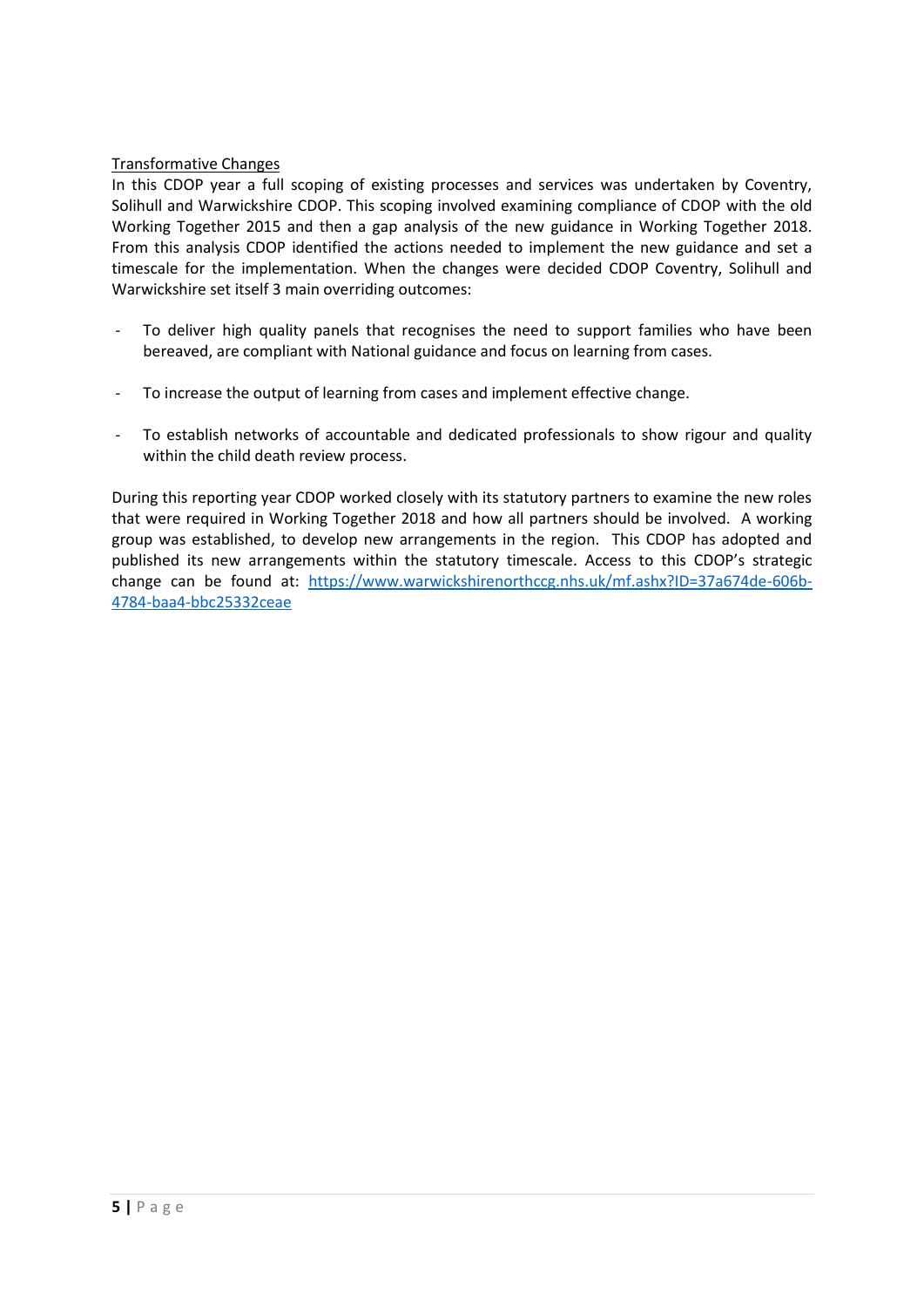<u>Transformative Changes</u>

In this CDOP year a full scoping of existing processes and services was undertaken by Coventry, Solihull and Warwickshire CDOP. This scoping involved examining compliance of CDOP with the old Working Together 2015 and then a gap analysis of the new guidance in Working Together 2018. From this analysis CDOP identified the actions needed to implement the new guidance and set a timescale for the implementation. When the changes were decided CDOP Coventry, Solihull and Warwickshire set itself 3 main overriding outcomes:

- To deliver high quality panels that recognises the need to support families who have been bereaved, are compliant with National guidance and focus on learning from cases.
- To increase the output of learning from cases and implement effective change.
- To establish networks of accountable and dedicated professionals to show rigour and quality within the child death review process.

During this reporting year CDOP worked closely with its statutory partners to examine the new roles that were required in Working Together 2018 and how all partners should be involved. A working group was established, to develop new arrangements in the region. This CDOP has adopted and published its new arrangements within the statutory timescale. Access to this CDOP's strategic change can be found at: [https://www.warwickshirenorthccg.nhs.uk/mf.ashx?ID=37a674de-606b-4784-baa4-bbc25332ceae](https://www.warwickshirenorthccg.nhs.uk/mf.ashx?ID=37a674de-606b-4784-baa4-bbc25332ceae)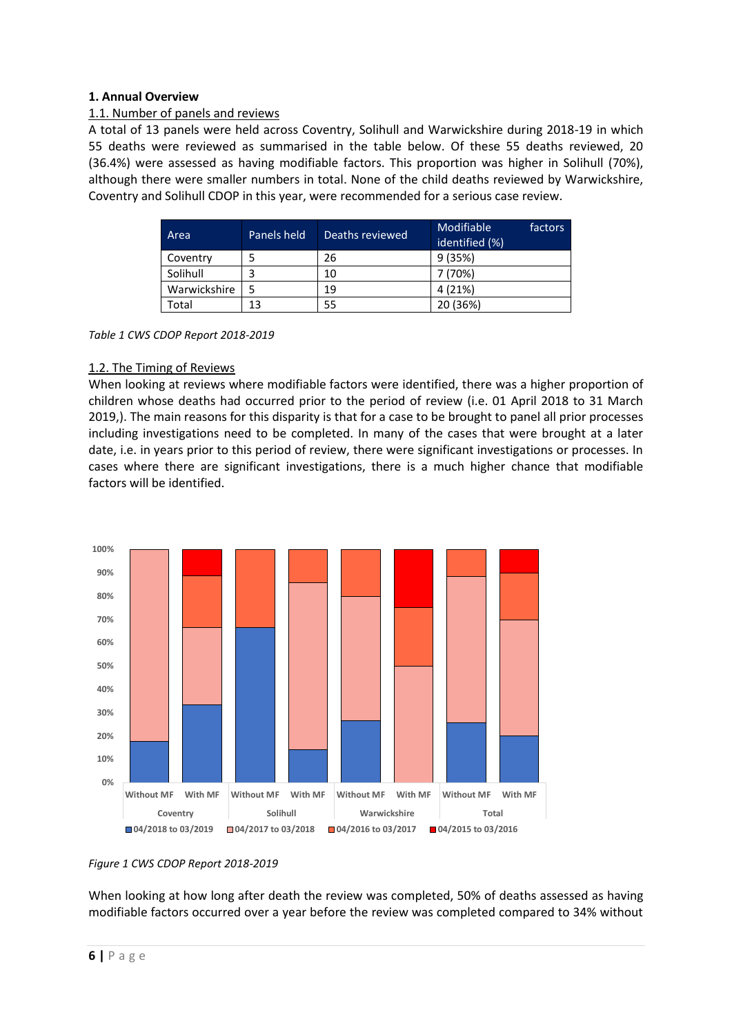## 1. Annual Overview

### 1.1. Number of panels and reviews

A total of 13 panels were held across Coventry, Solihull and Warwickshire during 2018-19 in which 55 deaths were reviewed as summarised in the table below. Of these 55 deaths reviewed, 20 (36.4%) were assessed as having modifiable factors. This proportion was higher in Solihull (70%), although there were smaller numbers in total. None of the child deaths reviewed by Warwickshire, Coventry and Solihull CDOP in this year, were recommended for a serious case review.

| Area | Panels held | Deaths reviewed | Modifiable factors identified (%) |
|---|---|---|---|
| Coventry | 5 | 26 | 9 (35%) |
| Solihull | 3 | 10 | 7 (70%) |
| Warwickshire | 5 | 19 | 4 (21%) |
| Total | 13 | 55 | 20 (36%) |

*Table 1 CWS CDOP Report 2018-2019*

### 1.2. The Timing of Reviews

When looking at reviews where modifiable factors were identified, there was a higher proportion of children whose deaths had occurred prior to the period of review (i.e. 01 April 2018 to 31 March 2019,). The main reasons for this disparity is that for a case to be brought to panel all prior processes including investigations need to be completed. In many of the cases that were brought at a later date, i.e. in years prior to this period of review, there were significant investigations or processes. In cases where there are significant investigations, there is a much higher chance that modifiable factors will be identified.

*Figure 1 CWS CDOP Report 2018-2019*

When looking at how long after death the review was completed, 50% of deaths assessed as having modifiable factors occurred over a year before the review was completed compared to 34% without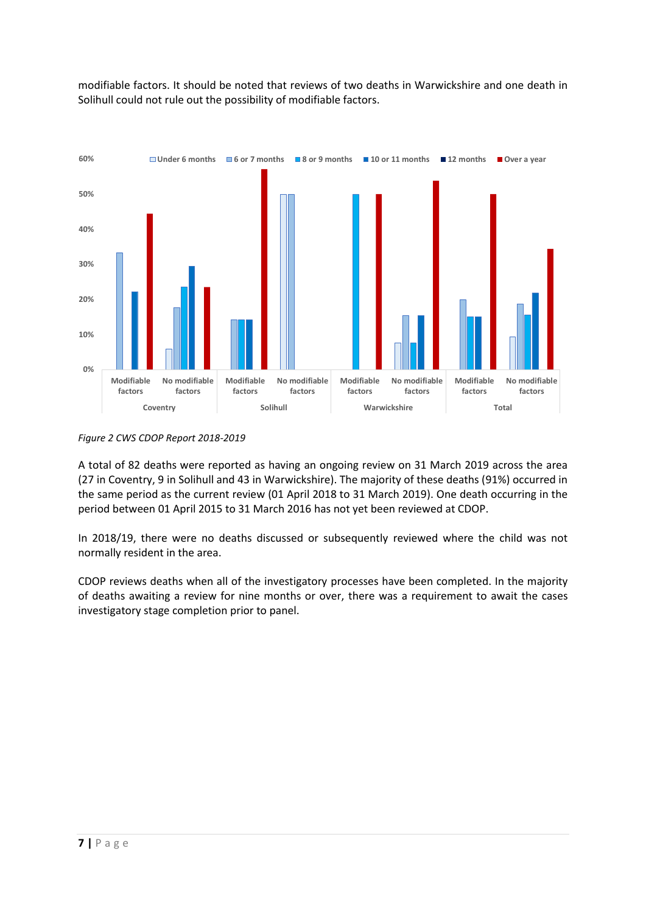modifiable factors. It should be noted that reviews of two deaths in Warwickshire and one death in Solihull could not rule out the possibility of modifiable factors.

*Figure 2 CWS CDOP Report 2018-2019*

A total of 82 deaths were reported as having an ongoing review on 31 March 2019 across the area (27 in Coventry, 9 in Solihull and 43 in Warwickshire). The majority of these deaths (91%) occurred in the same period as the current review (01 April 2018 to 31 March 2019). One death occurring in the period between 01 April 2015 to 31 March 2016 has not yet been reviewed at CDOP.

In 2018/19, there were no deaths discussed or subsequently reviewed where the child was not normally resident in the area.

CDOP reviews deaths when all of the investigatory processes have been completed. In the majority of deaths awaiting a review for nine months or over, there was a requirement to await the cases investigatory stage completion prior to panel.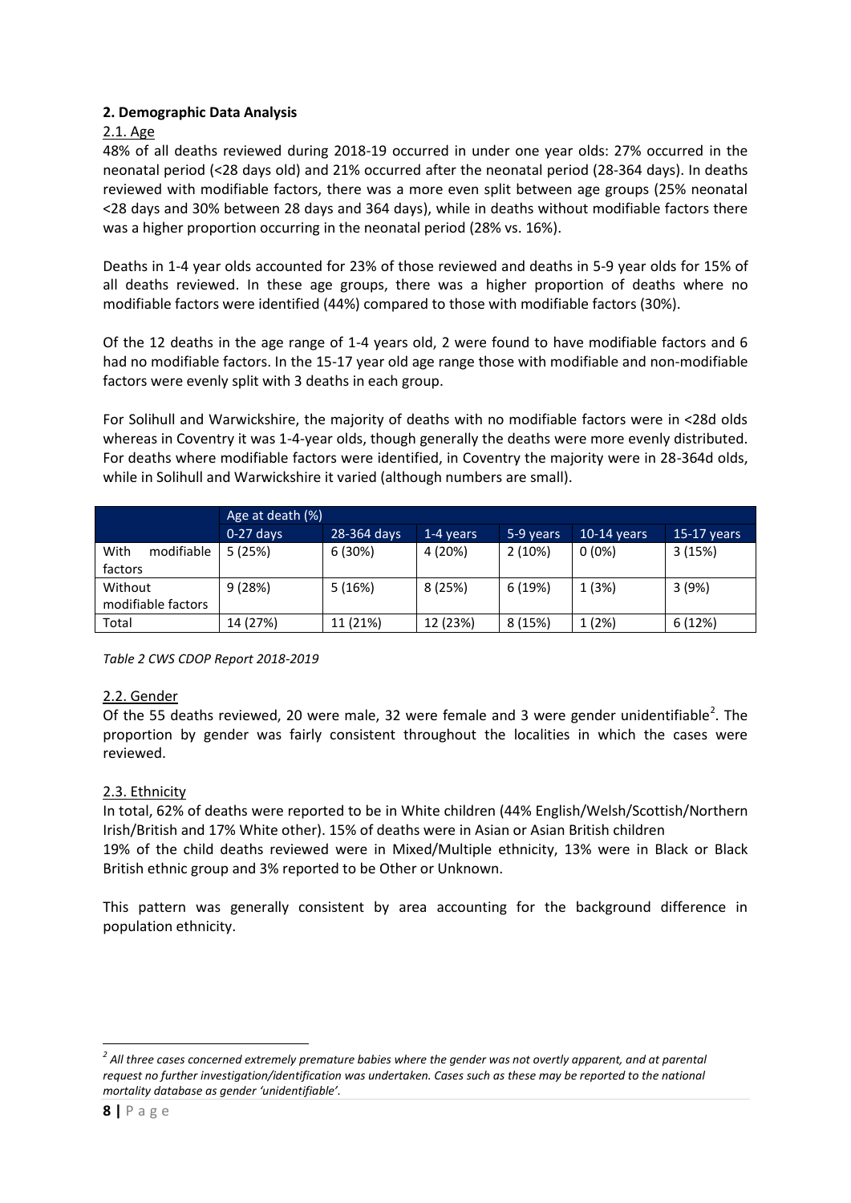## 2. Demographic Data Analysis

### 2.1. Age

48% of all deaths reviewed during 2018-19 occurred in under one year olds: 27% occurred in the neonatal period (<28 days old) and 21% occurred after the neonatal period (28-364 days). In deaths reviewed with modifiable factors, there was a more even split between age groups (25% neonatal <28 days and 30% between 28 days and 364 days), while in deaths without modifiable factors there was a higher proportion occurring in the neonatal period (28% vs. 16%).

Deaths in 1-4 year olds accounted for 23% of those reviewed and deaths in 5-9 year olds for 15% of all deaths reviewed. In these age groups, there was a higher proportion of deaths where no modifiable factors were identified (44%) compared to those with modifiable factors (30%).

Of the 12 deaths in the age range of 1-4 years old, 2 were found to have modifiable factors and 6 had no modifiable factors. In the 15-17 year old age range those with modifiable and non-modifiable factors were evenly split with 3 deaths in each group.

For Solihull and Warwickshire, the majority of deaths with no modifiable factors were in <28d olds whereas in Coventry it was 1-4-year olds, though generally the deaths were more evenly distributed. For deaths where modifiable factors were identified, in Coventry the majority were in 28-364d olds, while in Solihull and Warwickshire it varied (although numbers are small).

| | Age at death (%) | | | | | |
|---|---|---|---|---|---|---|
| | 0-27 days | 28-364 days | 1-4 years | 5-9 years | 10-14 years | 15-17 years |
| With modifiable factors | 5 (25%) | 6 (30%) | 4 (20%) | 2 (10%) | 0 (0%) | 3 (15%) |
| Without modifiable factors | 9 (28%) | 5 (16%) | 8 (25%) | 6 (19%) | 1 (3%) | 3 (9%) |
| Total | 14 (27%) | 11 (21%) | 12 (23%) | 8 (15%) | 1 (2%) | 6 (12%) |

*Table 2 CWS CDOP Report 2018-2019*

### 2.2. Gender

Of the 55 deaths reviewed, 20 were male, 32 were female and 3 were gender unidentifiable[2]. The proportion by gender was fairly consistent throughout the localities in which the cases were reviewed.

### 2.3. Ethnicity

In total, 62% of deaths were reported to be in White children (44% English/Welsh/Scottish/Northern Irish/British and 17% White other). 15% of deaths were in Asian or Asian British children
19% of the child deaths reviewed were in Mixed/Multiple ethnicity, 13% were in Black or Black British ethnic group and 3% reported to be Other or Unknown.

This pattern was generally consistent by area accounting for the background difference in population ethnicity.

---

[2] *All three cases concerned extremely premature babies where the gender was not overtly apparent, and at parental request no further investigation/identification was undertaken. Cases such as these may be reported to the national mortality database as gender 'unidentifiable'.*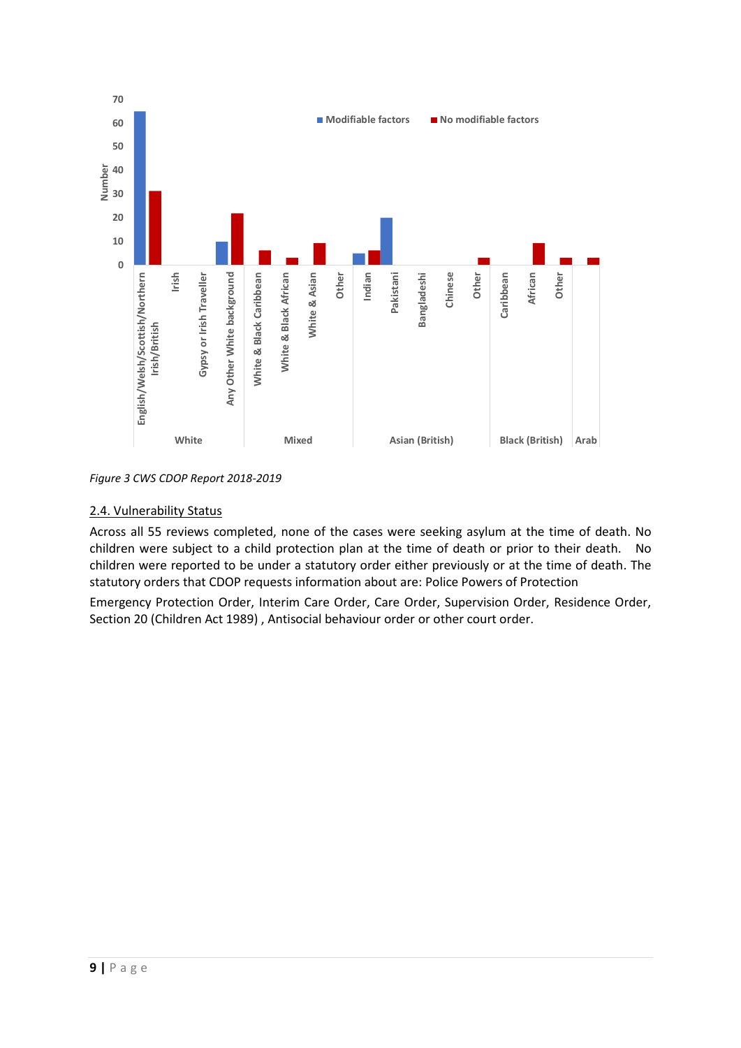Figure 3 CWS CDOP Report 2018-2019

## 2.4. Vulnerability Status

Across all 55 reviews completed, none of the cases were seeking asylum at the time of death. No children were subject to a child protection plan at the time of death or prior to their death. No children were reported to be under a statutory order either previously or at the time of death. The statutory orders that CDOP requests information about are: Police Powers of Protection

Emergency Protection Order, Interim Care Order, Care Order, Supervision Order, Residence Order, Section 20 (Children Act 1989) , Antisocial behaviour order or other court order.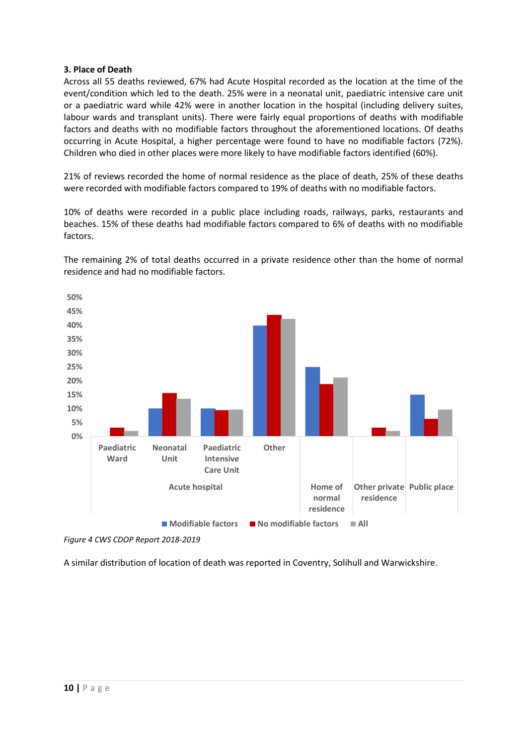### 3. Place of Death

Across all 55 deaths reviewed, 67% had Acute Hospital recorded as the location at the time of the event/condition which led to the death. 25% were in a neonatal unit, paediatric intensive care unit or a paediatric ward while 42% were in another location in the hospital (including delivery suites, labour wards and transplant units). There were fairly equal proportions of deaths with modifiable factors and deaths with no modifiable factors throughout the aforementioned locations. Of deaths occurring in Acute Hospital, a higher percentage were found to have no modifiable factors (72%). Children who died in other places were more likely to have modifiable factors identified (60%).

21% of reviews recorded the home of normal residence as the place of death, 25% of these deaths were recorded with modifiable factors compared to 19% of deaths with no modifiable factors.

10% of deaths were recorded in a public place including roads, railways, parks, restaurants and beaches. 15% of these deaths had modifiable factors compared to 6% of deaths with no modifiable factors.

The remaining 2% of total deaths occurred in a private residence other than the home of normal residence and had no modifiable factors.

*Figure 4 CWS CDOP Report 2018-2019*

A similar distribution of location of death was reported in Coventry, Solihull and Warwickshire.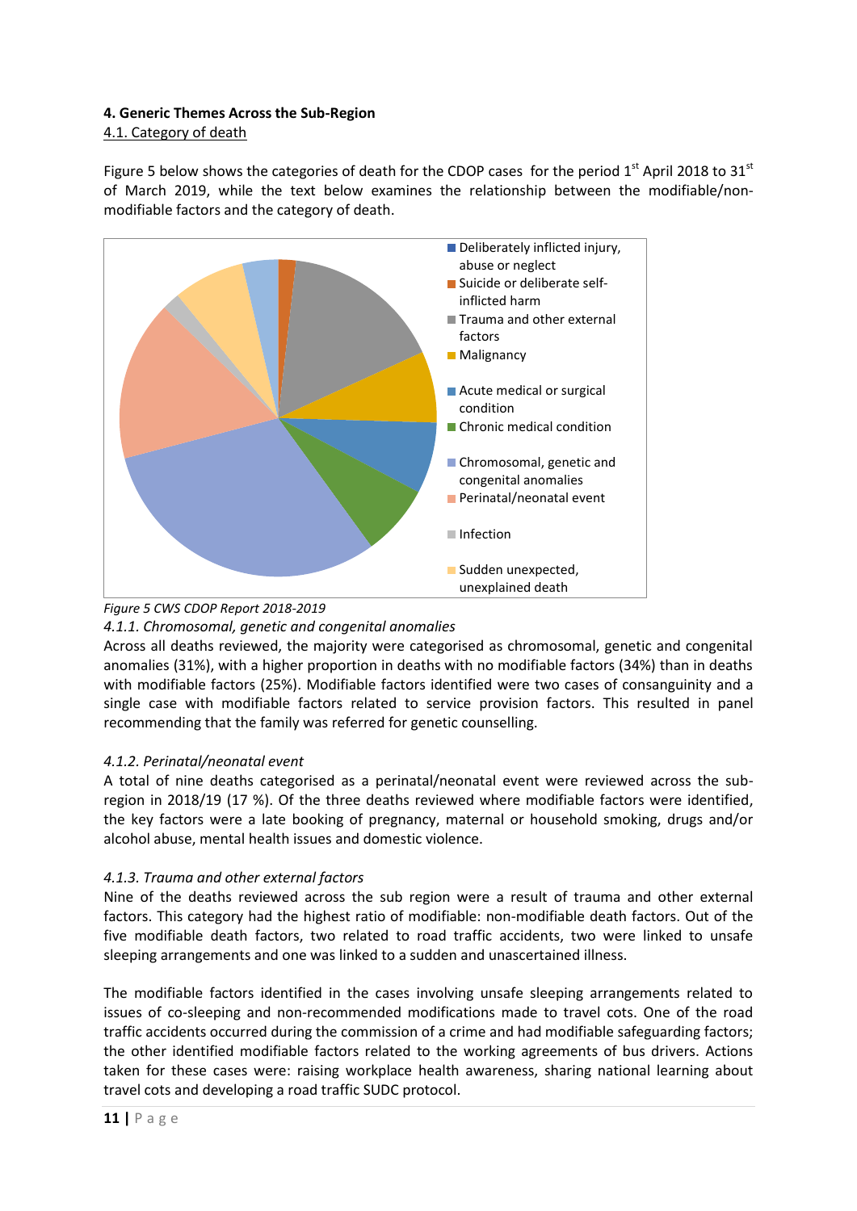## 4. Generic Themes Across the Sub-Region

### 4.1. Category of death

Figure 5 below shows the categories of death for the CDOP cases for the period 1st April 2018 to 31st of March 2019, while the text below examines the relationship between the modifiable/non-modifiable factors and the category of death.

*Figure 5 CWS CDOP Report 2018-2019*

#### *4.1.1. Chromosomal, genetic and congenital anomalies*

Across all deaths reviewed, the majority were categorised as chromosomal, genetic and congenital anomalies (31%), with a higher proportion in deaths with no modifiable factors (34%) than in deaths with modifiable factors (25%). Modifiable factors identified were two cases of consanguinity and a single case with modifiable factors related to service provision factors. This resulted in panel recommending that the family was referred for genetic counselling.

#### *4.1.2. Perinatal/neonatal event*

A total of nine deaths categorised as a perinatal/neonatal event were reviewed across the sub-region in 2018/19 (17 %). Of the three deaths reviewed where modifiable factors were identified, the key factors were a late booking of pregnancy, maternal or household smoking, drugs and/or alcohol abuse, mental health issues and domestic violence.

#### *4.1.3. Trauma and other external factors*

Nine of the deaths reviewed across the sub region were a result of trauma and other external factors. This category had the highest ratio of modifiable: non-modifiable death factors. Out of the five modifiable death factors, two related to road traffic accidents, two were linked to unsafe sleeping arrangements and one was linked to a sudden and unascertained illness.

The modifiable factors identified in the cases involving unsafe sleeping arrangements related to issues of co-sleeping and non-recommended modifications made to travel cots. One of the road traffic accidents occurred during the commission of a crime and had modifiable safeguarding factors; the other identified modifiable factors related to the working agreements of bus drivers. Actions taken for these cases were: raising workplace health awareness, sharing national learning about travel cots and developing a road traffic SUDC protocol.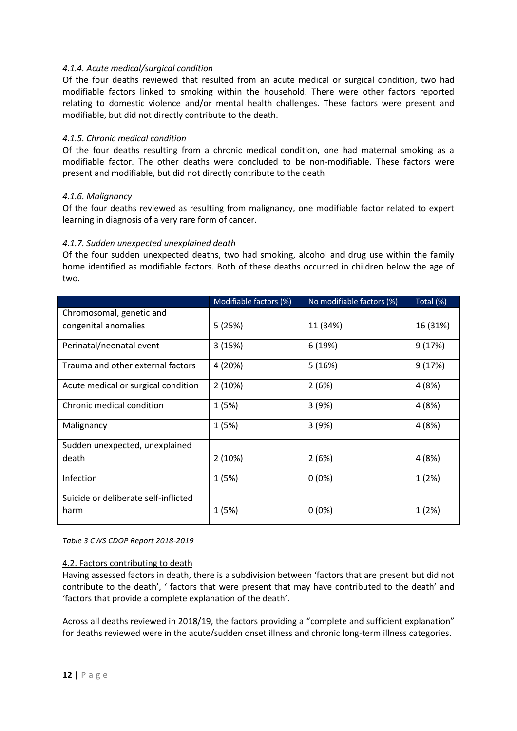#### *4.1.4. Acute medical/surgical condition*

Of the four deaths reviewed that resulted from an acute medical or surgical condition, two had modifiable factors linked to smoking within the household. There were other factors reported relating to domestic violence and/or mental health challenges. These factors were present and modifiable, but did not directly contribute to the death.

#### *4.1.5. Chronic medical condition*

Of the four deaths resulting from a chronic medical condition, one had maternal smoking as a modifiable factor. The other deaths were concluded to be non-modifiable. These factors were present and modifiable, but did not directly contribute to the death.

#### *4.1.6. Malignancy*

Of the four deaths reviewed as resulting from malignancy, one modifiable factor related to expert learning in diagnosis of a very rare form of cancer.

#### *4.1.7. Sudden unexpected unexplained death*

Of the four sudden unexpected deaths, two had smoking, alcohol and drug use within the family home identified as modifiable factors. Both of these deaths occurred in children below the age of two.

| | Modifiable factors (%) | No modifiable factors (%) | Total (%) |
|---|---|---|---|
| Chromosomal, genetic and congenital anomalies | 5 (25%) | 11 (34%) | 16 (31%) |
| Perinatal/neonatal event | 3 (15%) | 6 (19%) | 9 (17%) |
| Trauma and other external factors | 4 (20%) | 5 (16%) | 9 (17%) |
| Acute medical or surgical condition | 2 (10%) | 2 (6%) | 4 (8%) |
| Chronic medical condition | 1 (5%) | 3 (9%) | 4 (8%) |
| Malignancy | 1 (5%) | 3 (9%) | 4 (8%) |
| Sudden unexpected, unexplained death | 2 (10%) | 2 (6%) | 4 (8%) |
| Infection | 1 (5%) | 0 (0%) | 1 (2%) |
| Suicide or deliberate self-inflicted harm | 1 (5%) | 0 (0%) | 1 (2%) |

*Table 3 CWS CDOP Report 2018-2019*

### 4.2. Factors contributing to death

Having assessed factors in death, there is a subdivision between 'factors that are present but did not contribute to the death', ' factors that were present that may have contributed to the death' and 'factors that provide a complete explanation of the death'.

Across all deaths reviewed in 2018/19, the factors providing a "complete and sufficient explanation" for deaths reviewed were in the acute/sudden onset illness and chronic long-term illness categories.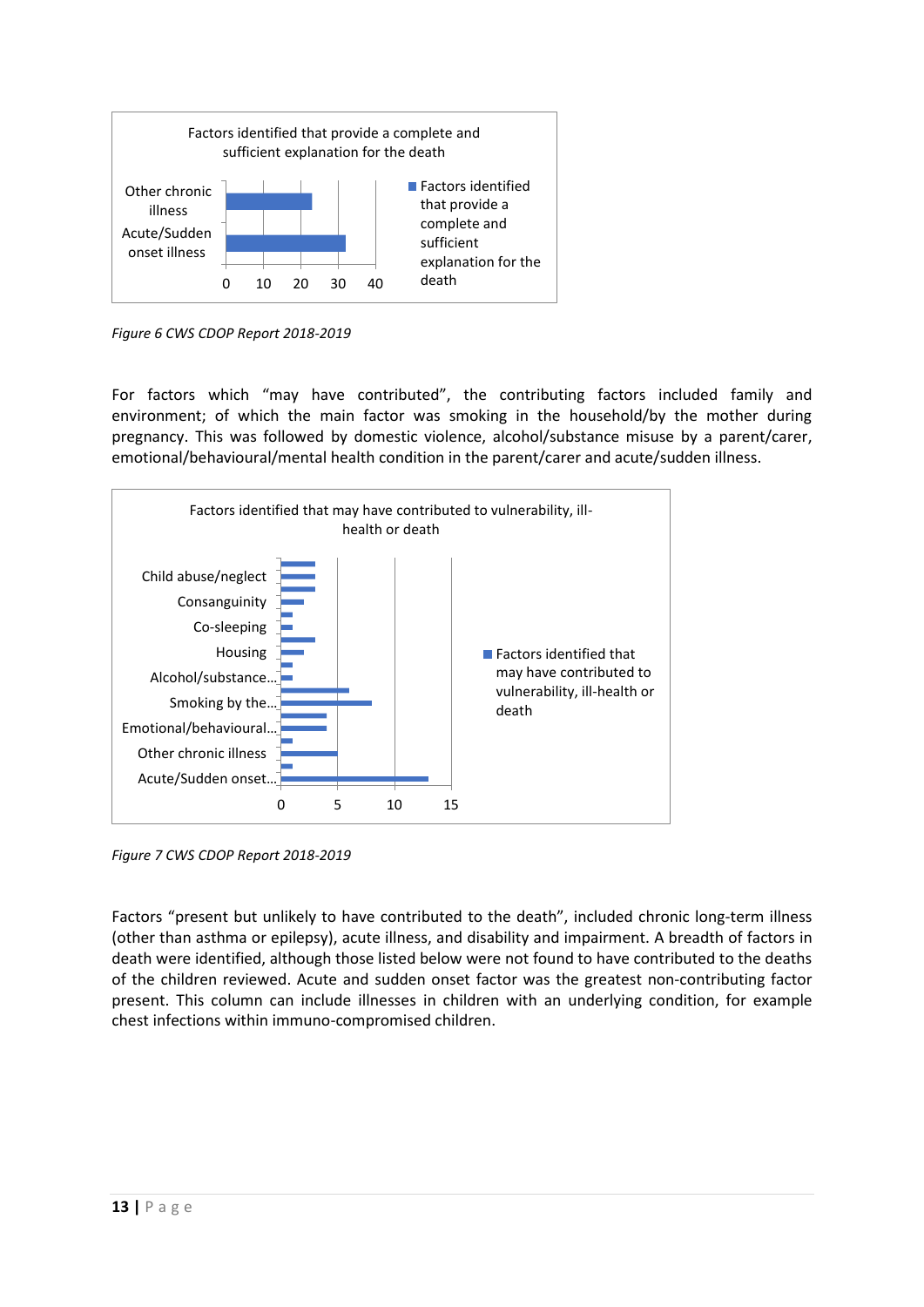Factors identified that provide a complete and sufficient explanation for the death

| | Factors identified that provide a complete and sufficient explanation for the death |
|---|---|
| Other chronic illness | |
| Acute/Sudden onset illness | |

*Figure 6 CWS CDOP Report 2018-2019*

For factors which "may have contributed", the contributing factors included family and environment; of which the main factor was smoking in the household/by the mother during pregnancy. This was followed by domestic violence, alcohol/substance misuse by a parent/carer, emotional/behavioural/mental health condition in the parent/carer and acute/sudden illness.

Factors identified that may have contributed to vulnerability, ill-health or death

Categories shown: Child abuse/neglect, Consanguinity, Co-sleeping, Housing, Alcohol/substance..., Smoking by the..., Emotional/behavioural..., Other chronic illness, Acute/Sudden onset...

*Figure 7 CWS CDOP Report 2018-2019*

Factors "present but unlikely to have contributed to the death", included chronic long-term illness (other than asthma or epilepsy), acute illness, and disability and impairment. A breadth of factors in death were identified, although those listed below were not found to have contributed to the deaths of the children reviewed. Acute and sudden onset factor was the greatest non-contributing factor present. This column can include illnesses in children with an underlying condition, for example chest infections within immuno-compromised children.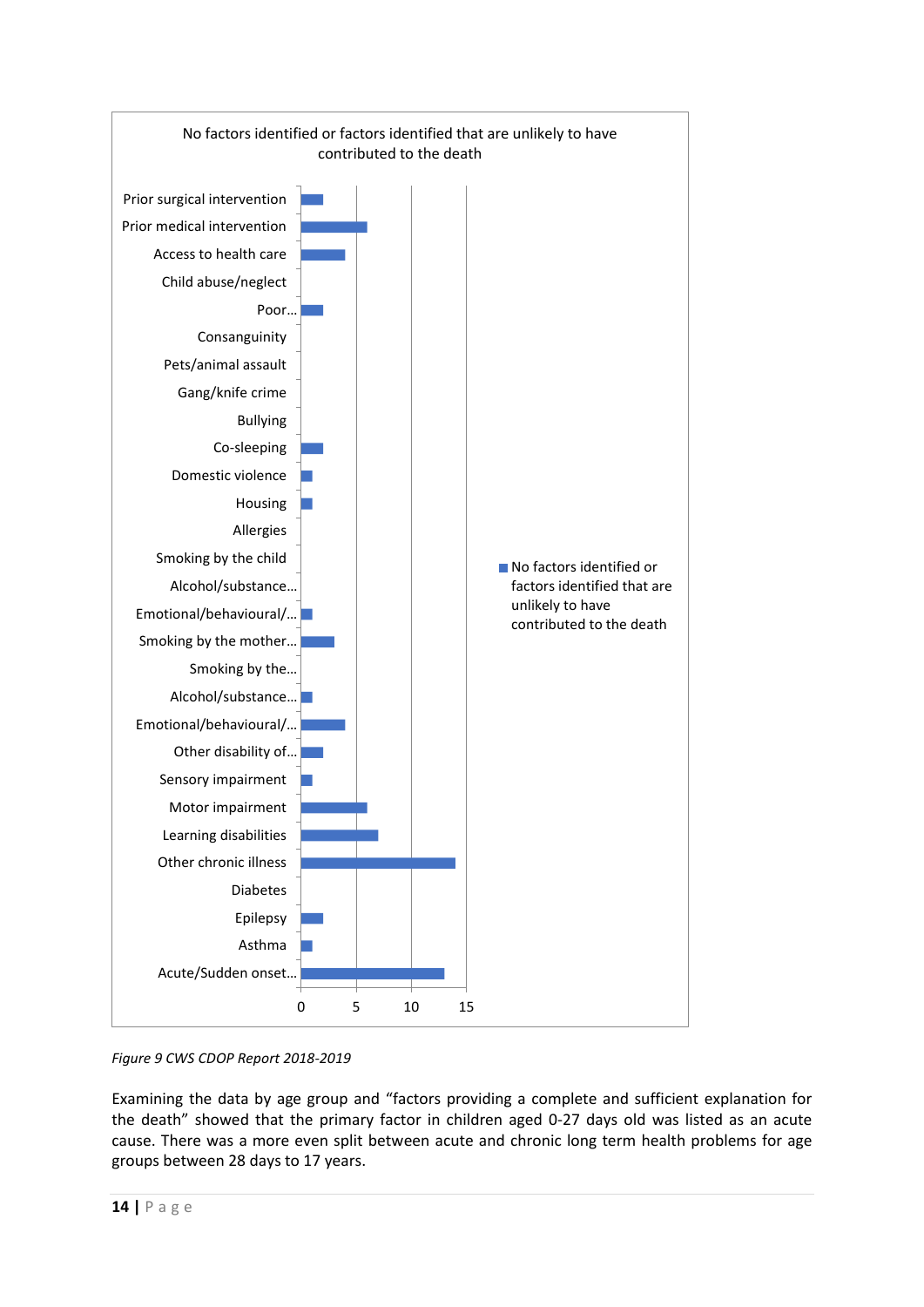No factors identified or factors identified that are unlikely to have contributed to the death

| Factor | No factors identified or factors identified that are unlikely to have contributed to the death |
|---|---|
| Prior surgical intervention | 2 |
| Prior medical intervention | 6 |
| Access to health care | 4 |
| Child abuse/neglect | 0 |
| Poor… | 2 |
| Consanguinity | 0 |
| Pets/animal assault | 0 |
| Gang/knife crime | 0 |
| Bullying | 0 |
| Co-sleeping | 2 |
| Domestic violence | 1 |
| Housing | 1 |
| Allergies | 0 |
| Smoking by the child | 0 |
| Alcohol/substance… | 0 |
| Emotional/behavioural/… | 1 |
| Smoking by the mother… | 3 |
| Smoking by the… | 0 |
| Alcohol/substance… | 1 |
| Emotional/behavioural/… | 4 |
| Other disability of… | 2 |
| Sensory impairment | 1 |
| Motor impairment | 6 |
| Learning disabilities | 7 |
| Other chronic illness | 14 |
| Diabetes | 0 |
| Epilepsy | 2 |
| Asthma | 1 |
| Acute/Sudden onset… | 13 |

*Figure 9 CWS CDOP Report 2018-2019*

Examining the data by age group and "factors providing a complete and sufficient explanation for the death" showed that the primary factor in children aged 0-27 days old was listed as an acute cause. There was a more even split between acute and chronic long term health problems for age groups between 28 days to 17 years.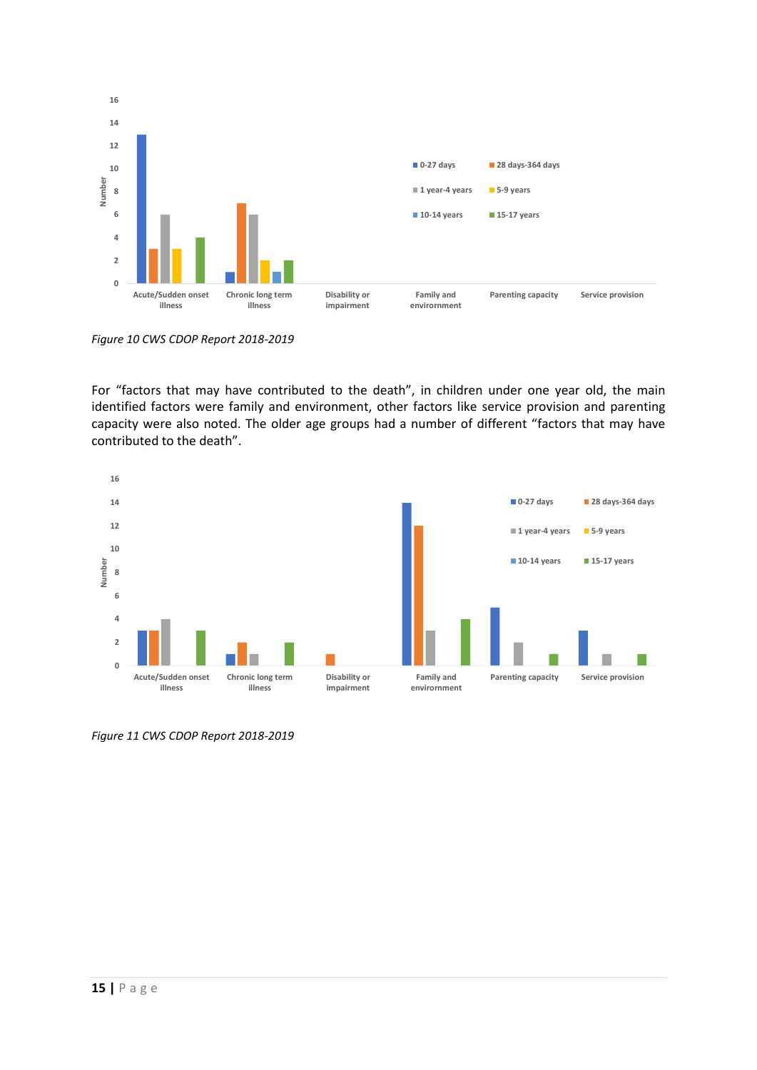*Figure 10 CWS CDOP Report 2018-2019*

For "factors that may have contributed to the death", in children under one year old, the main identified factors were family and environment, other factors like service provision and parenting capacity were also noted. The older age groups had a number of different "factors that may have contributed to the death".

*Figure 11 CWS CDOP Report 2018-2019*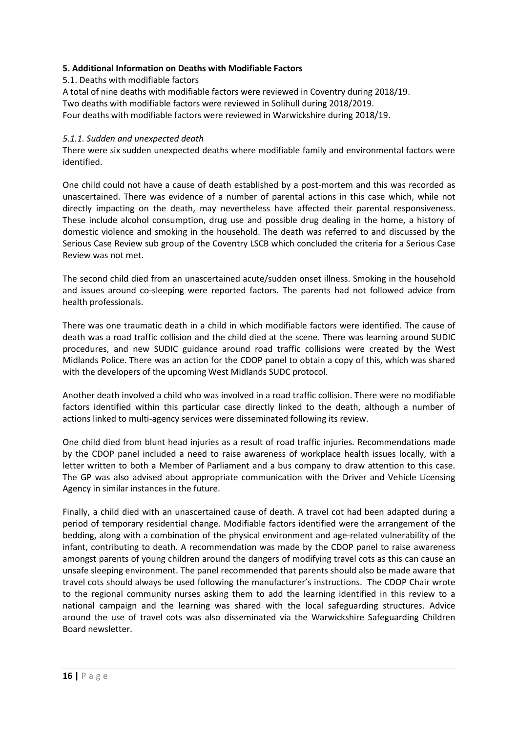### 5. Additional Information on Deaths with Modifiable Factors

5.1. Deaths with modifiable factors

A total of nine deaths with modifiable factors were reviewed in Coventry during 2018/19.
Two deaths with modifiable factors were reviewed in Solihull during 2018/2019.
Four deaths with modifiable factors were reviewed in Warwickshire during 2018/19.

*5.1.1. Sudden and unexpected death*

There were six sudden unexpected deaths where modifiable family and environmental factors were identified.

One child could not have a cause of death established by a post-mortem and this was recorded as unascertained. There was evidence of a number of parental actions in this case which, while not directly impacting on the death, may nevertheless have affected their parental responsiveness. These include alcohol consumption, drug use and possible drug dealing in the home, a history of domestic violence and smoking in the household. The death was referred to and discussed by the Serious Case Review sub group of the Coventry LSCB which concluded the criteria for a Serious Case Review was not met.

The second child died from an unascertained acute/sudden onset illness. Smoking in the household and issues around co-sleeping were reported factors. The parents had not followed advice from health professionals.

There was one traumatic death in a child in which modifiable factors were identified. The cause of death was a road traffic collision and the child died at the scene. There was learning around SUDIC procedures, and new SUDIC guidance around road traffic collisions were created by the West Midlands Police. There was an action for the CDOP panel to obtain a copy of this, which was shared with the developers of the upcoming West Midlands SUDC protocol.

Another death involved a child who was involved in a road traffic collision. There were no modifiable factors identified within this particular case directly linked to the death, although a number of actions linked to multi-agency services were disseminated following its review.

One child died from blunt head injuries as a result of road traffic injuries. Recommendations made by the CDOP panel included a need to raise awareness of workplace health issues locally, with a letter written to both a Member of Parliament and a bus company to draw attention to this case. The GP was also advised about appropriate communication with the Driver and Vehicle Licensing Agency in similar instances in the future.

Finally, a child died with an unascertained cause of death. A travel cot had been adapted during a period of temporary residential change. Modifiable factors identified were the arrangement of the bedding, along with a combination of the physical environment and age-related vulnerability of the infant, contributing to death. A recommendation was made by the CDOP panel to raise awareness amongst parents of young children around the dangers of modifying travel cots as this can cause an unsafe sleeping environment. The panel recommended that parents should also be made aware that travel cots should always be used following the manufacturer's instructions. The CDOP Chair wrote to the regional community nurses asking them to add the learning identified in this review to a national campaign and the learning was shared with the local safeguarding structures. Advice around the use of travel cots was also disseminated via the Warwickshire Safeguarding Children Board newsletter.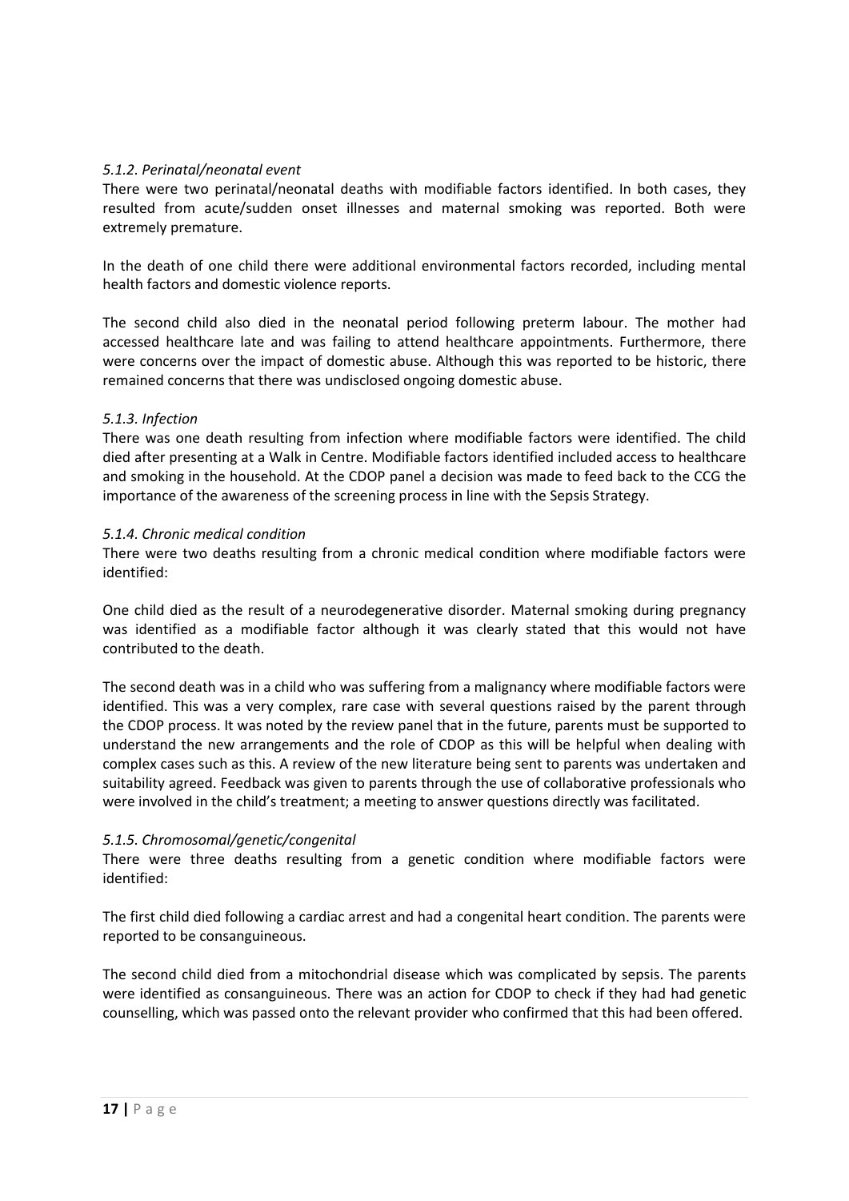*5.1.2. Perinatal/neonatal event*

There were two perinatal/neonatal deaths with modifiable factors identified. In both cases, they resulted from acute/sudden onset illnesses and maternal smoking was reported. Both were extremely premature.

In the death of one child there were additional environmental factors recorded, including mental health factors and domestic violence reports.

The second child also died in the neonatal period following preterm labour. The mother had accessed healthcare late and was failing to attend healthcare appointments. Furthermore, there were concerns over the impact of domestic abuse. Although this was reported to be historic, there remained concerns that there was undisclosed ongoing domestic abuse.

*5.1.3. Infection*

There was one death resulting from infection where modifiable factors were identified. The child died after presenting at a Walk in Centre. Modifiable factors identified included access to healthcare and smoking in the household. At the CDOP panel a decision was made to feed back to the CCG the importance of the awareness of the screening process in line with the Sepsis Strategy.

*5.1.4. Chronic medical condition*

There were two deaths resulting from a chronic medical condition where modifiable factors were identified:

One child died as the result of a neurodegenerative disorder. Maternal smoking during pregnancy was identified as a modifiable factor although it was clearly stated that this would not have contributed to the death.

The second death was in a child who was suffering from a malignancy where modifiable factors were identified. This was a very complex, rare case with several questions raised by the parent through the CDOP process. It was noted by the review panel that in the future, parents must be supported to understand the new arrangements and the role of CDOP as this will be helpful when dealing with complex cases such as this. A review of the new literature being sent to parents was undertaken and suitability agreed. Feedback was given to parents through the use of collaborative professionals who were involved in the child's treatment; a meeting to answer questions directly was facilitated.

*5.1.5. Chromosomal/genetic/congenital*

There were three deaths resulting from a genetic condition where modifiable factors were identified:

The first child died following a cardiac arrest and had a congenital heart condition. The parents were reported to be consanguineous.

The second child died from a mitochondrial disease which was complicated by sepsis. The parents were identified as consanguineous. There was an action for CDOP to check if they had had genetic counselling, which was passed onto the relevant provider who confirmed that this had been offered.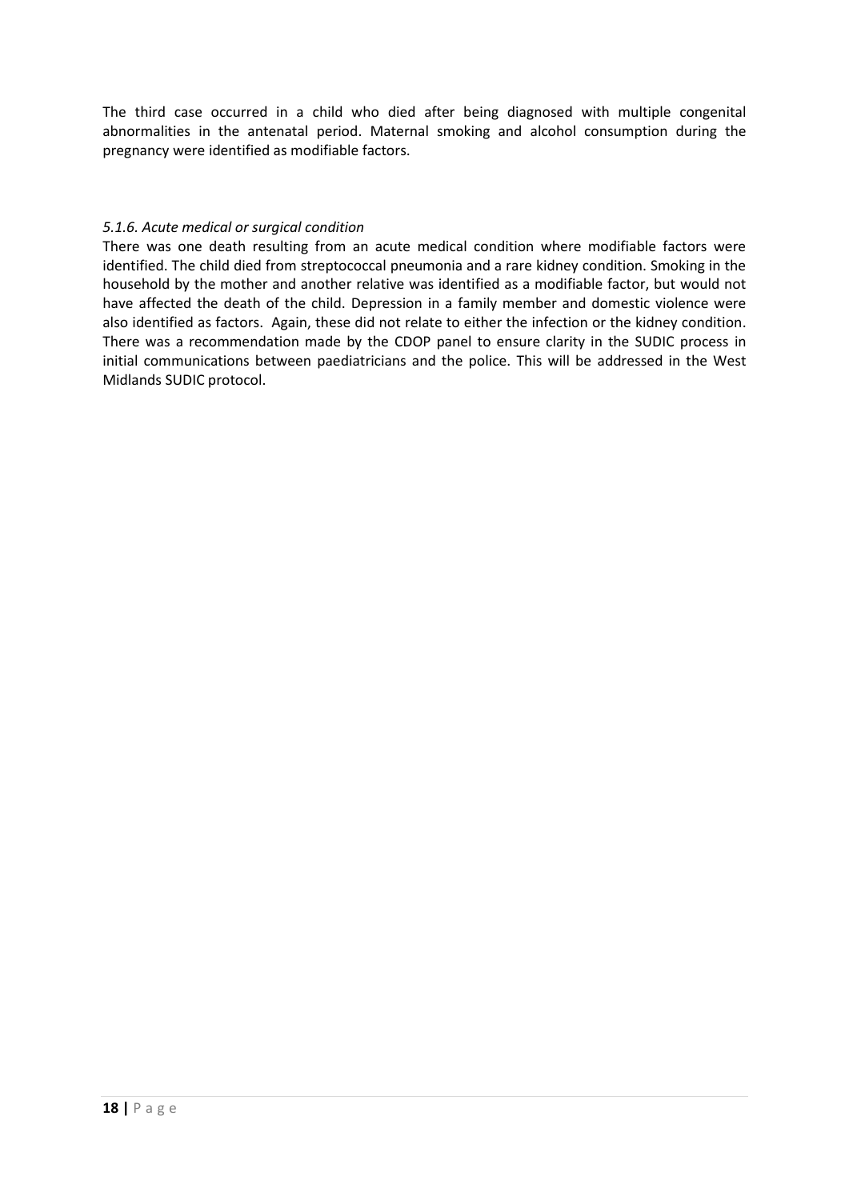The third case occurred in a child who died after being diagnosed with multiple congenital abnormalities in the antenatal period. Maternal smoking and alcohol consumption during the pregnancy were identified as modifiable factors.

### *5.1.6. Acute medical or surgical condition*

There was one death resulting from an acute medical condition where modifiable factors were identified. The child died from streptococcal pneumonia and a rare kidney condition. Smoking in the household by the mother and another relative was identified as a modifiable factor, but would not have affected the death of the child. Depression in a family member and domestic violence were also identified as factors. Again, these did not relate to either the infection or the kidney condition. There was a recommendation made by the CDOP panel to ensure clarity in the SUDIC process in initial communications between paediatricians and the police. This will be addressed in the West Midlands SUDIC protocol.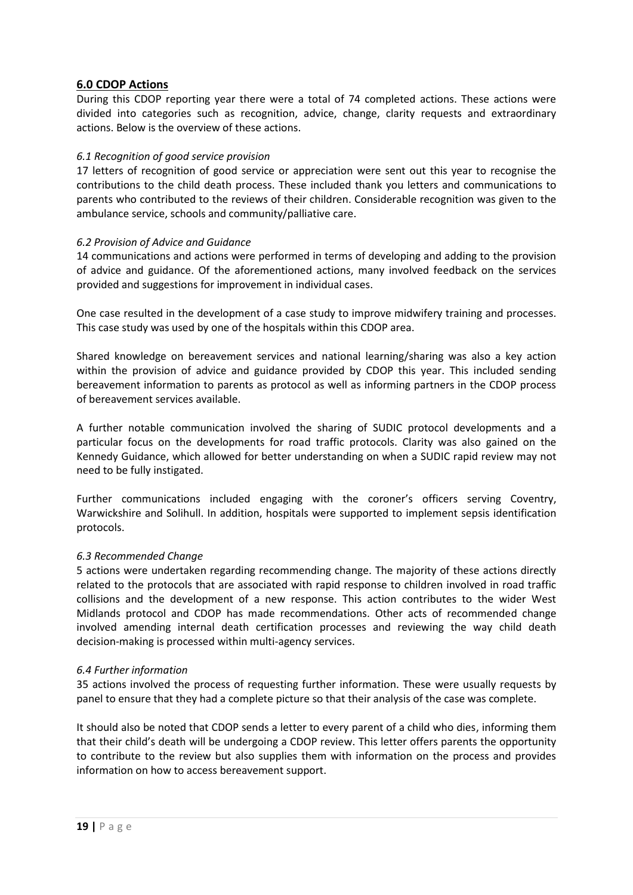## 6.0 CDOP Actions

During this CDOP reporting year there were a total of 74 completed actions. These actions were divided into categories such as recognition, advice, change, clarity requests and extraordinary actions. Below is the overview of these actions.

### *6.1 Recognition of good service provision*

17 letters of recognition of good service or appreciation were sent out this year to recognise the contributions to the child death process. These included thank you letters and communications to parents who contributed to the reviews of their children. Considerable recognition was given to the ambulance service, schools and community/palliative care.

### *6.2 Provision of Advice and Guidance*

14 communications and actions were performed in terms of developing and adding to the provision of advice and guidance. Of the aforementioned actions, many involved feedback on the services provided and suggestions for improvement in individual cases.

One case resulted in the development of a case study to improve midwifery training and processes. This case study was used by one of the hospitals within this CDOP area.

Shared knowledge on bereavement services and national learning/sharing was also a key action within the provision of advice and guidance provided by CDOP this year. This included sending bereavement information to parents as protocol as well as informing partners in the CDOP process of bereavement services available.

A further notable communication involved the sharing of SUDIC protocol developments and a particular focus on the developments for road traffic protocols. Clarity was also gained on the Kennedy Guidance, which allowed for better understanding on when a SUDIC rapid review may not need to be fully instigated.

Further communications included engaging with the coroner's officers serving Coventry, Warwickshire and Solihull. In addition, hospitals were supported to implement sepsis identification protocols.

### *6.3 Recommended Change*

5 actions were undertaken regarding recommending change. The majority of these actions directly related to the protocols that are associated with rapid response to children involved in road traffic collisions and the development of a new response. This action contributes to the wider West Midlands protocol and CDOP has made recommendations. Other acts of recommended change involved amending internal death certification processes and reviewing the way child death decision-making is processed within multi-agency services.

### *6.4 Further information*

35 actions involved the process of requesting further information. These were usually requests by panel to ensure that they had a complete picture so that their analysis of the case was complete.

It should also be noted that CDOP sends a letter to every parent of a child who dies, informing them that their child's death will be undergoing a CDOP review. This letter offers parents the opportunity to contribute to the review but also supplies them with information on the process and provides information on how to access bereavement support.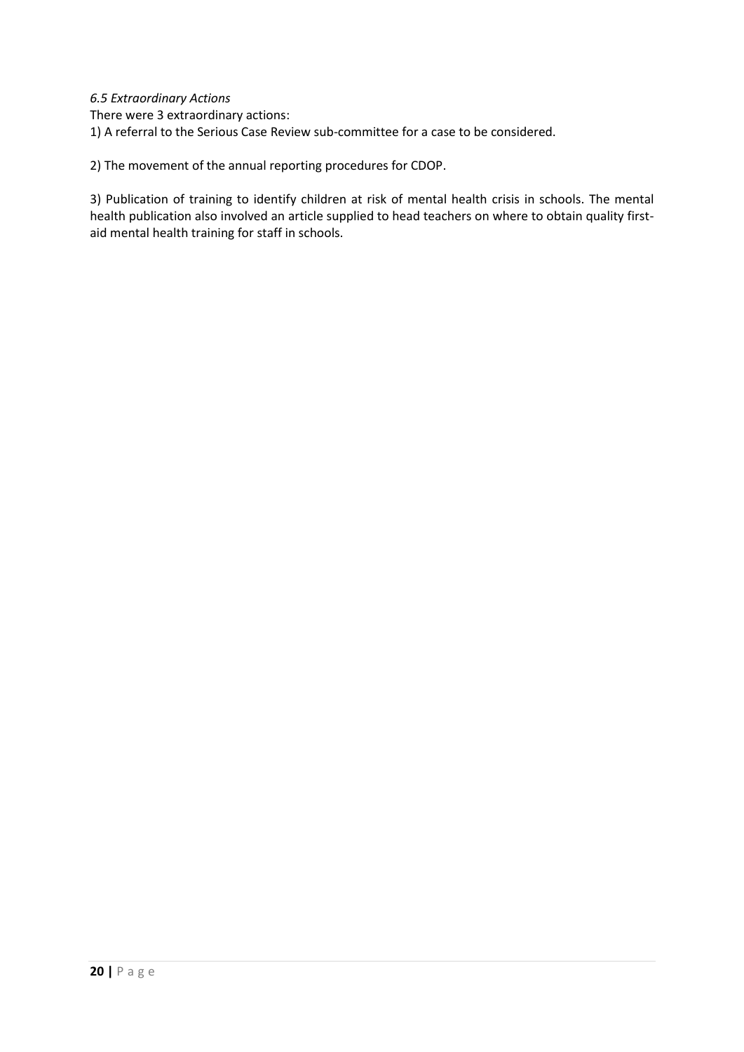*6.5 Extraordinary Actions*

There were 3 extraordinary actions:

1) A referral to the Serious Case Review sub-committee for a case to be considered.

2) The movement of the annual reporting procedures for CDOP.

3) Publication of training to identify children at risk of mental health crisis in schools. The mental health publication also involved an article supplied to head teachers on where to obtain quality first-aid mental health training for staff in schools.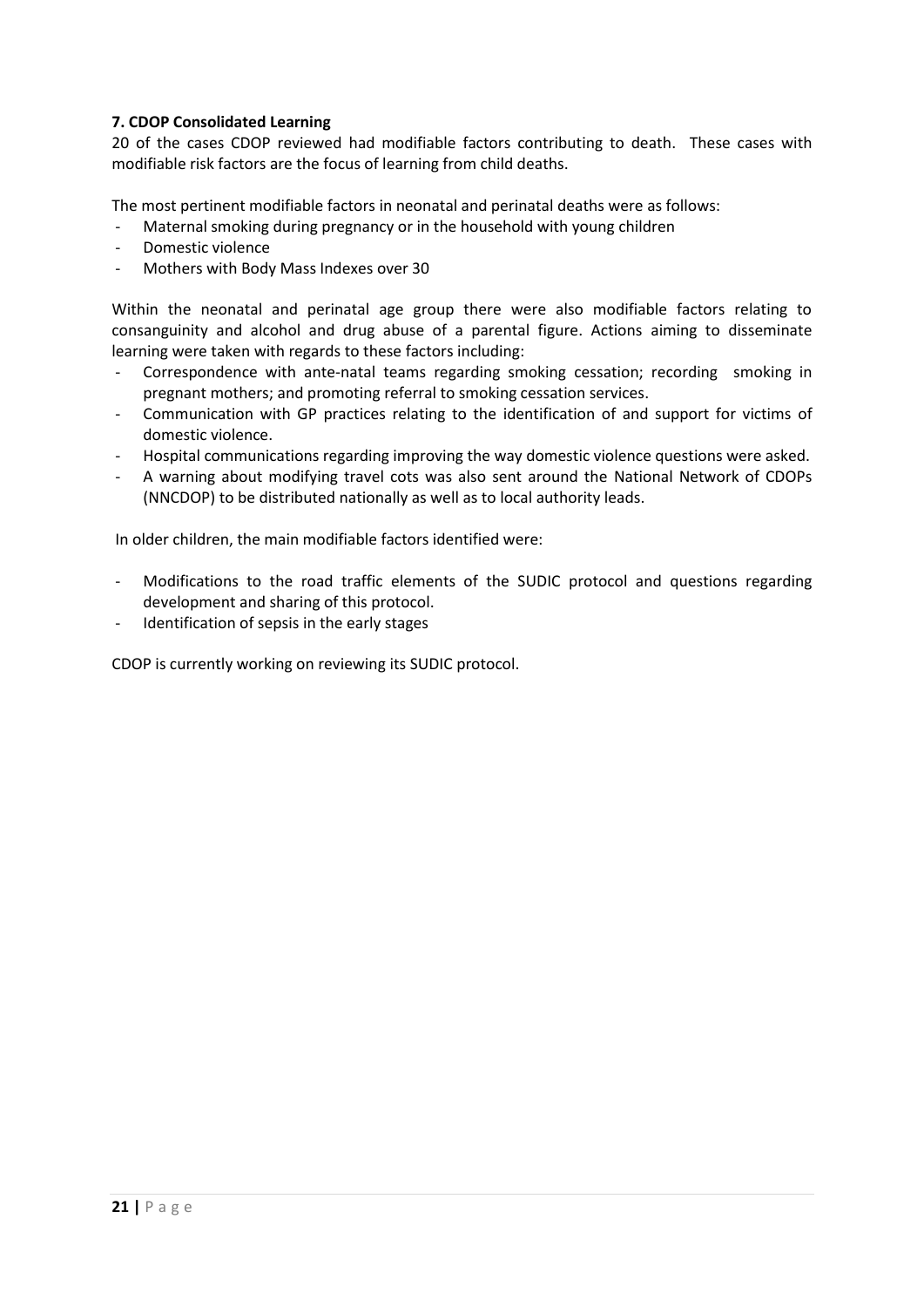**7. CDOP Consolidated Learning**

20 of the cases CDOP reviewed had modifiable factors contributing to death. These cases with modifiable risk factors are the focus of learning from child deaths.

The most pertinent modifiable factors in neonatal and perinatal deaths were as follows:

- Maternal smoking during pregnancy or in the household with young children
- Domestic violence
- Mothers with Body Mass Indexes over 30

Within the neonatal and perinatal age group there were also modifiable factors relating to consanguinity and alcohol and drug abuse of a parental figure. Actions aiming to disseminate learning were taken with regards to these factors including:

- Correspondence with ante-natal teams regarding smoking cessation; recording smoking in pregnant mothers; and promoting referral to smoking cessation services.
- Communication with GP practices relating to the identification of and support for victims of domestic violence.
- Hospital communications regarding improving the way domestic violence questions were asked.
- A warning about modifying travel cots was also sent around the National Network of CDOPs (NNCDOP) to be distributed nationally as well as to local authority leads.

In older children, the main modifiable factors identified were:

- Modifications to the road traffic elements of the SUDIC protocol and questions regarding development and sharing of this protocol.
- Identification of sepsis in the early stages

CDOP is currently working on reviewing its SUDIC protocol.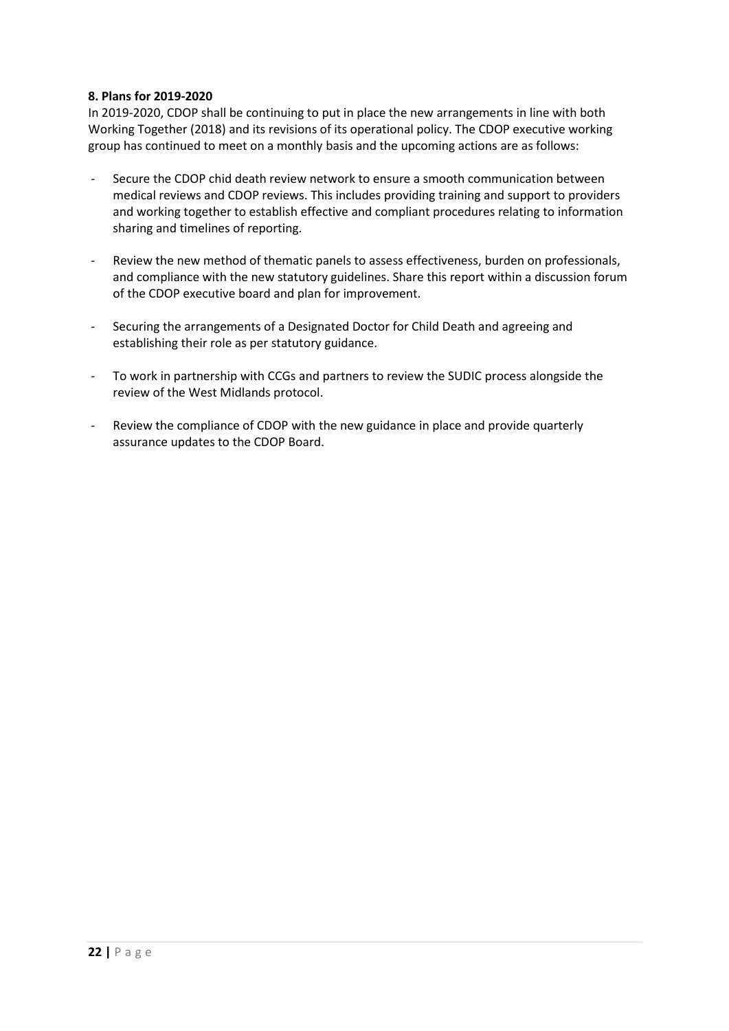**8. Plans for 2019-2020**

In 2019-2020, CDOP shall be continuing to put in place the new arrangements in line with both Working Together (2018) and its revisions of its operational policy. The CDOP executive working group has continued to meet on a monthly basis and the upcoming actions are as follows:

- Secure the CDOP chid death review network to ensure a smooth communication between medical reviews and CDOP reviews. This includes providing training and support to providers and working together to establish effective and compliant procedures relating to information sharing and timelines of reporting.

- Review the new method of thematic panels to assess effectiveness, burden on professionals, and compliance with the new statutory guidelines. Share this report within a discussion forum of the CDOP executive board and plan for improvement.

- Securing the arrangements of a Designated Doctor for Child Death and agreeing and establishing their role as per statutory guidance.

- To work in partnership with CCGs and partners to review the SUDIC process alongside the review of the West Midlands protocol.

- Review the compliance of CDOP with the new guidance in place and provide quarterly assurance updates to the CDOP Board.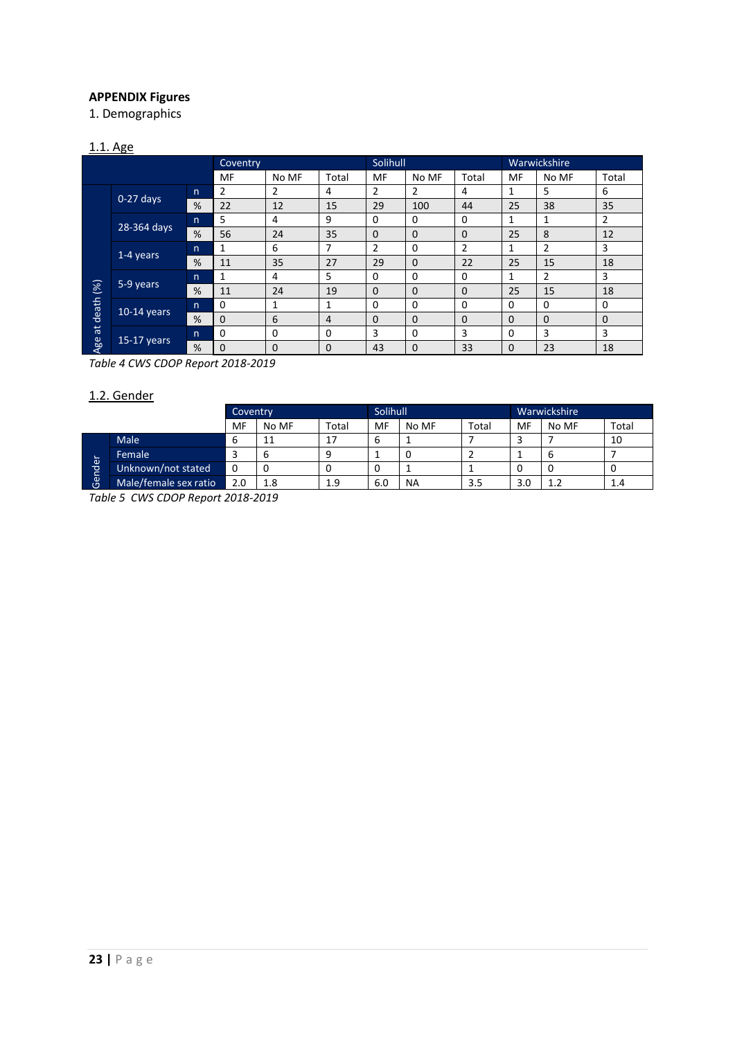**APPENDIX Figures**

1. Demographics

1.1. Age

| | | | Coventry | | | Solihull | | | Warwickshire | | |
|---|---|---|---|---|---|---|---|---|---|---|---|
| | | | MF | No MF | Total | MF | No MF | Total | MF | No MF | Total |
| Age at death (%) | 0-27 days | n | 2 | 2 | 4 | 2 | 2 | 4 | 1 | 5 | 6 |
| | | % | 22 | 12 | 15 | 29 | 100 | 44 | 25 | 38 | 35 |
| | 28-364 days | n | 5 | 4 | 9 | 0 | 0 | 0 | 1 | 1 | 2 |
| | | % | 56 | 24 | 35 | 0 | 0 | 0 | 25 | 8 | 12 |
| | 1-4 years | n | 1 | 6 | 7 | 2 | 0 | 2 | 1 | 2 | 3 |
| | | % | 11 | 35 | 27 | 29 | 0 | 22 | 25 | 15 | 18 |
| | 5-9 years | n | 1 | 4 | 5 | 0 | 0 | 0 | 1 | 2 | 3 |
| | | % | 11 | 24 | 19 | 0 | 0 | 0 | 25 | 15 | 18 |
| | 10-14 years | n | 0 | 1 | 1 | 0 | 0 | 0 | 0 | 0 | 0 |
| | | % | 0 | 6 | 4 | 0 | 0 | 0 | 0 | 0 | 0 |
| | 15-17 years | n | 0 | 0 | 0 | 3 | 0 | 3 | 0 | 3 | 3 |
| | | % | 0 | 0 | 0 | 43 | 0 | 33 | 0 | 23 | 18 |

*Table 4 CWS CDOP Report 2018-2019*

1.2. Gender

| | | Coventry | | | Solihull | | | Warwickshire | | |
|---|---|---|---|---|---|---|---|---|---|---|
| | | MF | No MF | Total | MF | No MF | Total | MF | No MF | Total |
| Gender | Male | 6 | 11 | 17 | 6 | 1 | 7 | 3 | 7 | 10 |
| | Female | 3 | 6 | 9 | 1 | 0 | 2 | 1 | 6 | 7 |
| | Unknown/not stated | 0 | 0 | 0 | 0 | 1 | 1 | 0 | 0 | 0 |
| | Male/female sex ratio | 2.0 | 1.8 | 1.9 | 6.0 | NA | 3.5 | 3.0 | 1.2 | 1.4 |

*Table 5 CWS CDOP Report 2018-2019*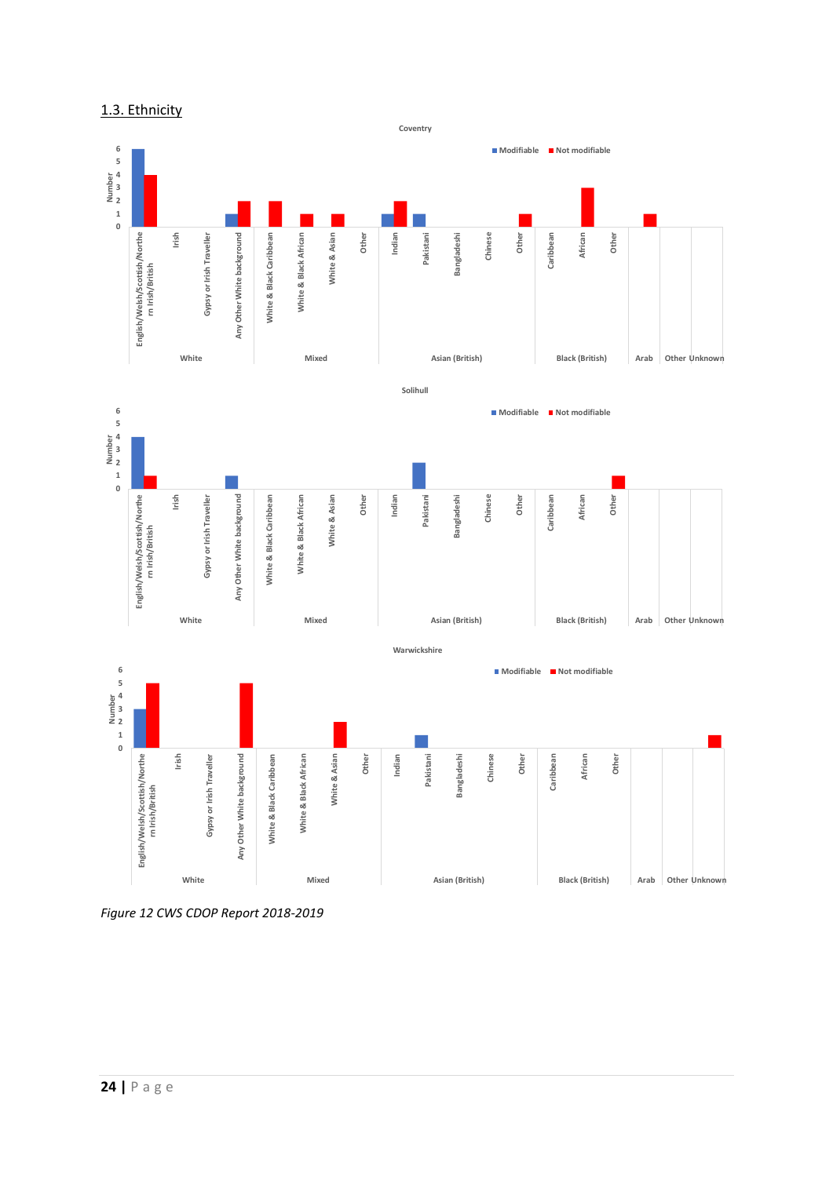## 1.3. Ethnicity

| Group | Ethnicity | Coventry – Modifiable | Coventry – Not modifiable | Solihull – Modifiable | Solihull – Not modifiable | Warwickshire – Modifiable | Warwickshire – Not modifiable |
|---|---|---|---|---|---|---|---|
| White | English/Welsh/Scottish/Northern Irish/British | 6 | 4 | 4 | 1 | 3 | 5 |
| White | Irish | | | | | | |
| White | Gypsy or Irish Traveller | | | | | | |
| White | Any Other White background | 1 | 2 | 1 | | | 5 |
| Mixed | White & Black Caribbean | | 2 | | | | |
| Mixed | White & Black African | | 1 | | | | |
| Mixed | White & Asian | | 1 | | | | 2 |
| Mixed | Other | | | | | | |
| Asian (British) | Indian | 1 | 2 | | | | |
| Asian (British) | Pakistani | 1 | | 2 | | 1 | |
| Asian (British) | Bangladeshi | | | | | | |
| Asian (British) | Chinese | | | | | | |
| Asian (British) | Other | | 1 | | | | |
| Black (British) | Caribbean | | | | | | |
| Black (British) | African | | 3 | | | | |
| Black (British) | Other | | | | 1 | | |
| Arab | | | 1 | | | | |
| Other | | | | | | | |
| Unknown | | | | | | | 1 |

*Figure 12 CWS CDOP Report 2018-2019*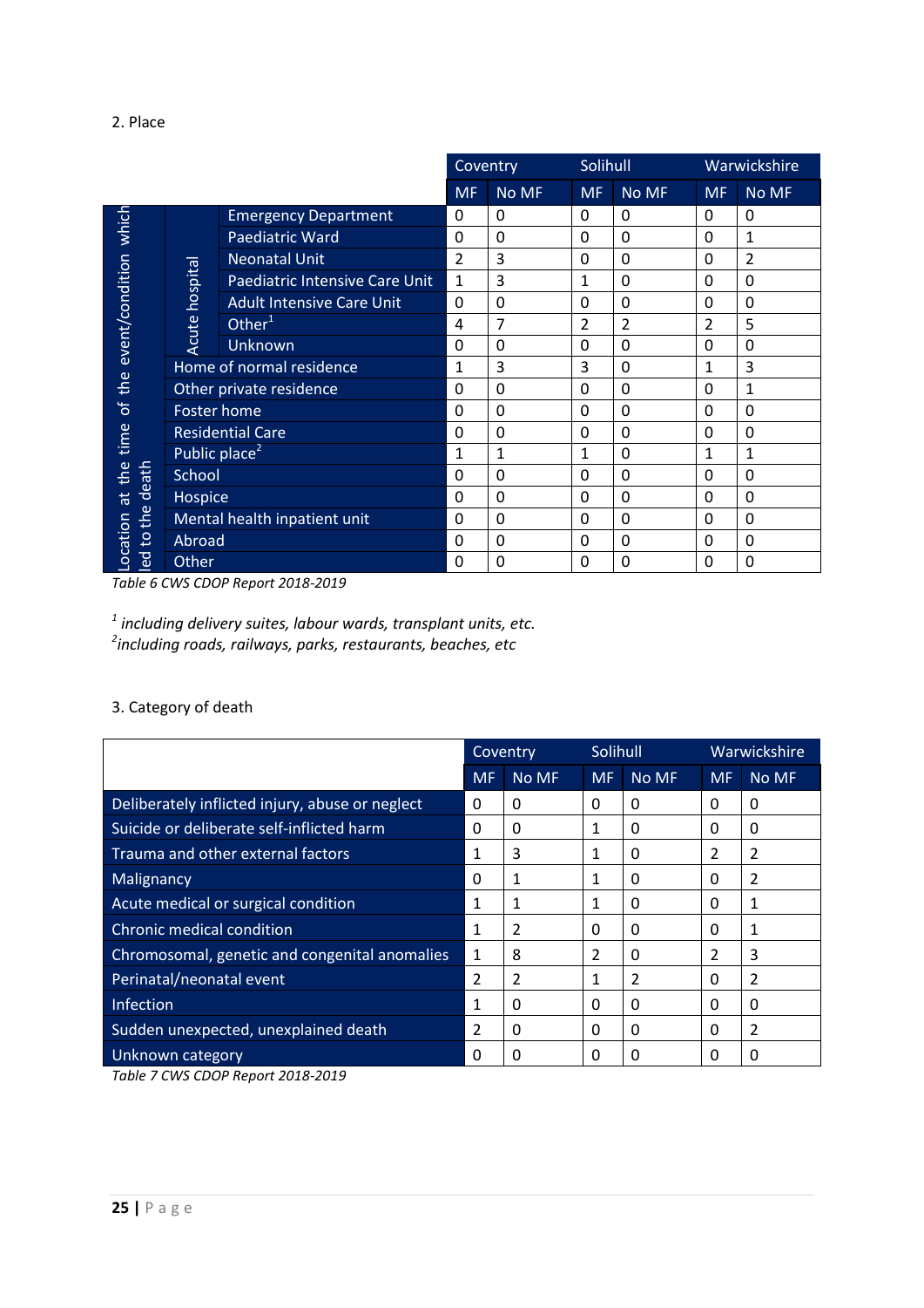2. Place

| | | | Coventry | | Solihull | | Warwickshire | |
|---|---|---|---|---|---|---|---|---|
| | | | MF | No MF | MF | No MF | MF | No MF |
| Location at the time of the event/condition which led to the death | Acute hospital | Emergency Department | 0 | 0 | 0 | 0 | 0 | 0 |
| | | Paediatric Ward | 0 | 0 | 0 | 0 | 0 | 1 |
| | | Neonatal Unit | 2 | 3 | 0 | 0 | 0 | 2 |
| | | Paediatric Intensive Care Unit | 1 | 3 | 1 | 0 | 0 | 0 |
| | | Adult Intensive Care Unit | 0 | 0 | 0 | 0 | 0 | 0 |
| | | Other[1] | 4 | 7 | 2 | 2 | 2 | 5 |
| | | Unknown | 0 | 0 | 0 | 0 | 0 | 0 |
| | Home of normal residence | | 1 | 3 | 3 | 0 | 1 | 3 |
| | Other private residence | | 0 | 0 | 0 | 0 | 0 | 1 |
| | Foster home | | 0 | 0 | 0 | 0 | 0 | 0 |
| | Residential Care | | 0 | 0 | 0 | 0 | 0 | 0 |
| | Public place[2] | | 1 | 1 | 1 | 0 | 1 | 1 |
| | School | | 0 | 0 | 0 | 0 | 0 | 0 |
| | Hospice | | 0 | 0 | 0 | 0 | 0 | 0 |
| | Mental health inpatient unit | | 0 | 0 | 0 | 0 | 0 | 0 |
| | Abroad | | 0 | 0 | 0 | 0 | 0 | 0 |
| | Other | | 0 | 0 | 0 | 0 | 0 | 0 |

*Table 6 CWS CDOP Report 2018-2019*

*[1] including delivery suites, labour wards, transplant units, etc.*
*[2] including roads, railways, parks, restaurants, beaches, etc*

3. Category of death

| | Coventry | | Solihull | | Warwickshire | |
|---|---|---|---|---|---|---|
| | MF | No MF | MF | No MF | MF | No MF |
| Deliberately inflicted injury, abuse or neglect | 0 | 0 | 0 | 0 | 0 | 0 |
| Suicide or deliberate self-inflicted harm | 0 | 0 | 1 | 0 | 0 | 0 |
| Trauma and other external factors | 1 | 3 | 1 | 0 | 2 | 2 |
| Malignancy | 0 | 1 | 1 | 0 | 0 | 2 |
| Acute medical or surgical condition | 1 | 1 | 1 | 0 | 0 | 1 |
| Chronic medical condition | 1 | 2 | 0 | 0 | 0 | 1 |
| Chromosomal, genetic and congenital anomalies | 1 | 8 | 2 | 0 | 2 | 3 |
| Perinatal/neonatal event | 2 | 2 | 1 | 2 | 0 | 2 |
| Infection | 1 | 0 | 0 | 0 | 0 | 0 |
| Sudden unexpected, unexplained death | 2 | 0 | 0 | 0 | 0 | 2 |
| Unknown category | 0 | 0 | 0 | 0 | 0 | 0 |

*Table 7 CWS CDOP Report 2018-2019*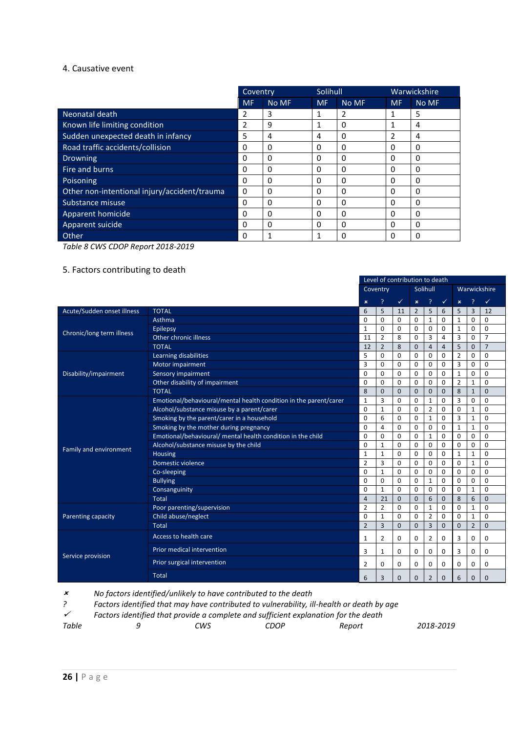4. Causative event

| | Coventry | | Solihull | | Warwickshire | |
|---|---|---|---|---|---|---|
| | MF | No MF | MF | No MF | MF | No MF |
| Neonatal death | 2 | 3 | 1 | 2 | 1 | 5 |
| Known life limiting condition | 2 | 9 | 1 | 0 | 1 | 4 |
| Sudden unexpected death in infancy | 5 | 4 | 4 | 0 | 2 | 4 |
| Road traffic accidents/collision | 0 | 0 | 0 | 0 | 0 | 0 |
| Drowning | 0 | 0 | 0 | 0 | 0 | 0 |
| Fire and burns | 0 | 0 | 0 | 0 | 0 | 0 |
| Poisoning | 0 | 0 | 0 | 0 | 0 | 0 |
| Other non-intentional injury/accident/trauma | 0 | 0 | 0 | 0 | 0 | 0 |
| Substance misuse | 0 | 0 | 0 | 0 | 0 | 0 |
| Apparent homicide | 0 | 0 | 0 | 0 | 0 | 0 |
| Apparent suicide | 0 | 0 | 0 | 0 | 0 | 0 |
| Other | 0 | 1 | 1 | 0 | 0 | 0 |

*Table 8 CWS CDOP Report 2018-2019*

5. Factors contributing to death

| | | Level of contribution to death | | | | | | | | |
|---|---|---|---|---|---|---|---|---|---|---|
| | | Coventry | | | Solihull | | | Warwickshire | | |
| | | ✗ | ? | ✓ | ✗ | ? | ✓ | ✗ | ? | ✓ |
| Acute/Sudden onset illness | TOTAL | 6 | 5 | 11 | 2 | 5 | 6 | 5 | 3 | 12 |
| Chronic/long term illness | Asthma | 0 | 0 | 0 | 0 | 1 | 0 | 1 | 0 | 0 |
| | Epilepsy | 1 | 0 | 0 | 0 | 0 | 0 | 1 | 0 | 0 |
| | Other chronic illness | 11 | 2 | 8 | 0 | 3 | 4 | 3 | 0 | 7 |
| | TOTAL | 12 | 2 | 8 | 0 | 4 | 4 | 5 | 0 | 7 |
| Disability/impairment | Learning disabilities | 5 | 0 | 0 | 0 | 0 | 0 | 2 | 0 | 0 |
| | Motor impairment | 3 | 0 | 0 | 0 | 0 | 0 | 3 | 0 | 0 |
| | Sensory impairment | 0 | 0 | 0 | 0 | 0 | 0 | 1 | 0 | 0 |
| | Other disability of impairment | 0 | 0 | 0 | 0 | 0 | 0 | 2 | 1 | 0 |
| | TOTAL | 8 | 0 | 0 | 0 | 0 | 0 | 8 | 1 | 0 |
| Family and environment | Emotional/behavioural/mental health condition in the parent/carer | 1 | 3 | 0 | 0 | 1 | 0 | 3 | 0 | 0 |
| | Alcohol/substance misuse by a parent/carer | 0 | 1 | 0 | 0 | 2 | 0 | 0 | 1 | 0 |
| | Smoking by the parent/carer in a household | 0 | 6 | 0 | 0 | 1 | 0 | 3 | 1 | 0 |
| | Smoking by the mother during pregnancy | 0 | 4 | 0 | 0 | 0 | 0 | 1 | 1 | 0 |
| | Emotional/behavioural/ mental health condition in the child | 0 | 0 | 0 | 0 | 1 | 0 | 0 | 0 | 0 |
| | Alcohol/substance misuse by the child | 0 | 1 | 0 | 0 | 0 | 0 | 0 | 0 | 0 |
| | Housing | 1 | 1 | 0 | 0 | 0 | 0 | 1 | 1 | 0 |
| | Domestic violence | 2 | 3 | 0 | 0 | 0 | 0 | 0 | 1 | 0 |
| | Co-sleeping | 0 | 1 | 0 | 0 | 0 | 0 | 0 | 0 | 0 |
| | Bullying | 0 | 0 | 0 | 0 | 1 | 0 | 0 | 0 | 0 |
| | Consanguinity | 0 | 1 | 0 | 0 | 0 | 0 | 0 | 1 | 0 |
| | Total | 4 | 21 | 0 | 0 | 6 | 0 | 8 | 6 | 0 |
| Parenting capacity | Poor parenting/supervision | 2 | 2 | 0 | 0 | 1 | 0 | 0 | 1 | 0 |
| | Child abuse/neglect | 0 | 1 | 0 | 0 | 2 | 0 | 0 | 1 | 0 |
| | Total | 2 | 3 | 0 | 0 | 3 | 0 | 0 | 2 | 0 |
| Service provision | Access to health care | 1 | 2 | 0 | 0 | 2 | 0 | 3 | 0 | 0 |
| | Prior medical intervention | 3 | 1 | 0 | 0 | 0 | 0 | 3 | 0 | 0 |
| | Prior surgical intervention | 2 | 0 | 0 | 0 | 0 | 0 | 0 | 0 | 0 |
| | Total | 6 | 3 | 0 | 0 | 2 | 0 | 6 | 0 | 0 |

✗ *No factors identified/unlikely to have contributed to the death*

? *Factors identified that may have contributed to vulnerability, ill-health or death by age*

✓ *Factors identified that provide a complete and sufficient explanation for the death*

*Table 9 CWS CDOP Report 2018-2019*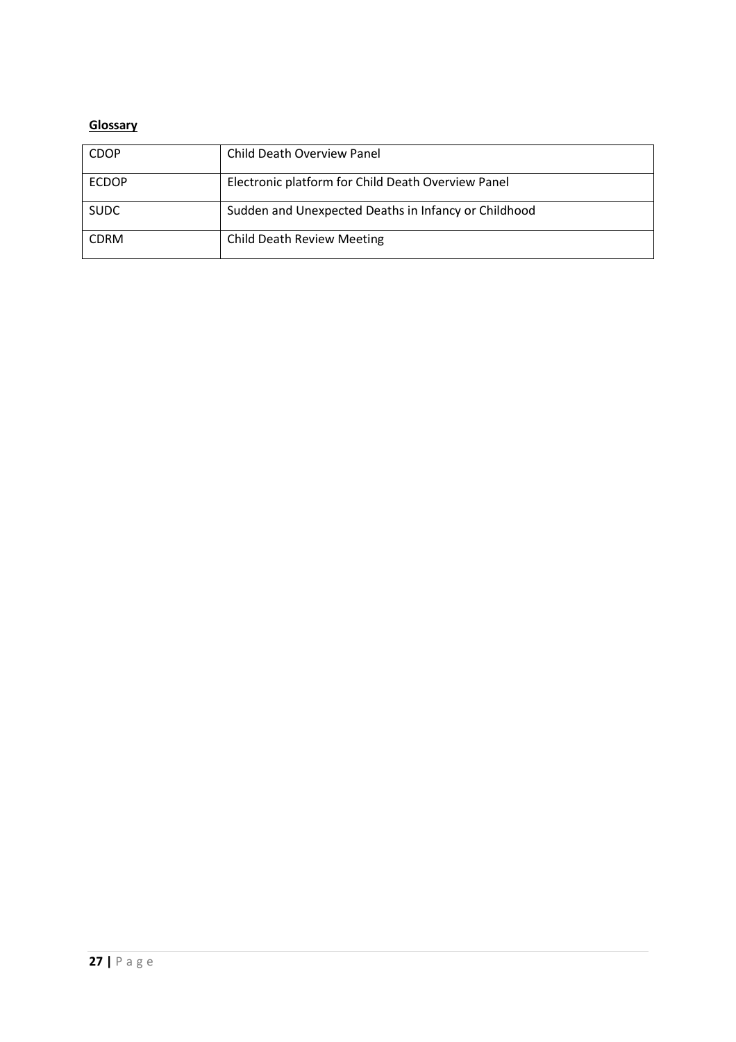**Glossary**

| | |
|---|---|
| CDOP | Child Death Overview Panel |
| ECDOP | Electronic platform for Child Death Overview Panel |
| SUDC | Sudden and Unexpected Deaths in Infancy or Childhood |
| CDRM | Child Death Review Meeting |